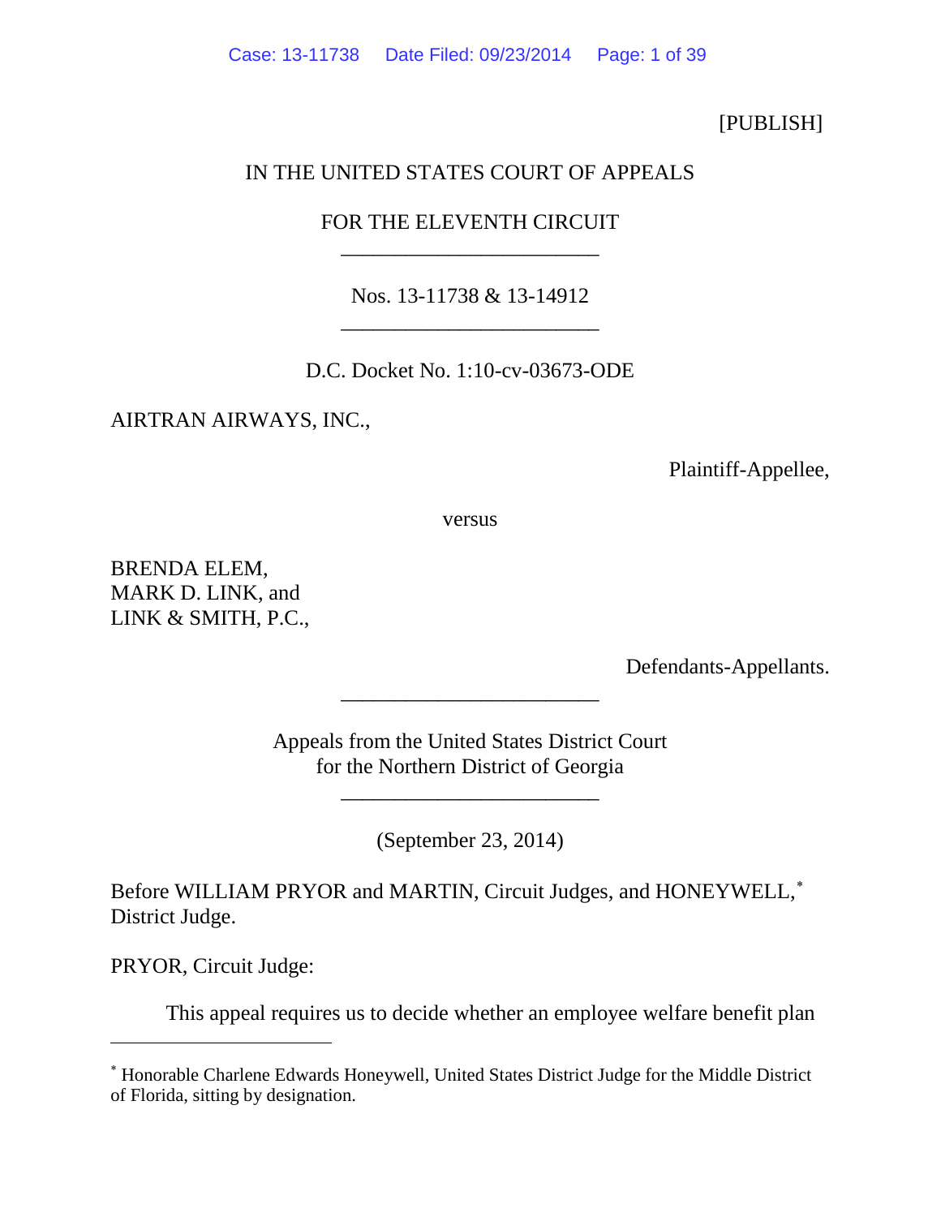[PUBLISH]

IN THE UNITED STATES COURT OF APPEALS

FOR THE ELEVENTH CIRCUIT

________________________

Nos. 13-11738 & 13-14912

________________________

D.C. Docket No. 1:10-cv-03673-ODE

AIRTRAN AIRWAYS, INC.,

Plaintiff-Appellee,

versus

BRENDA ELEM,
MARK D. LINK, and
LINK & SMITH, P.C.,

Defendants-Appellants.

________________________

Appeals from the United States District Court
for the Northern District of Georgia

________________________

(September 23, 2014)

Before WILLIAM PRYOR and MARTIN, Circuit Judges, and HONEYWELL,[*] District Judge.

PRYOR, Circuit Judge:

This appeal requires us to decide whether an employee welfare benefit plan

[*] Honorable Charlene Edwards Honeywell, United States District Judge for the Middle District of Florida, sitting by designation.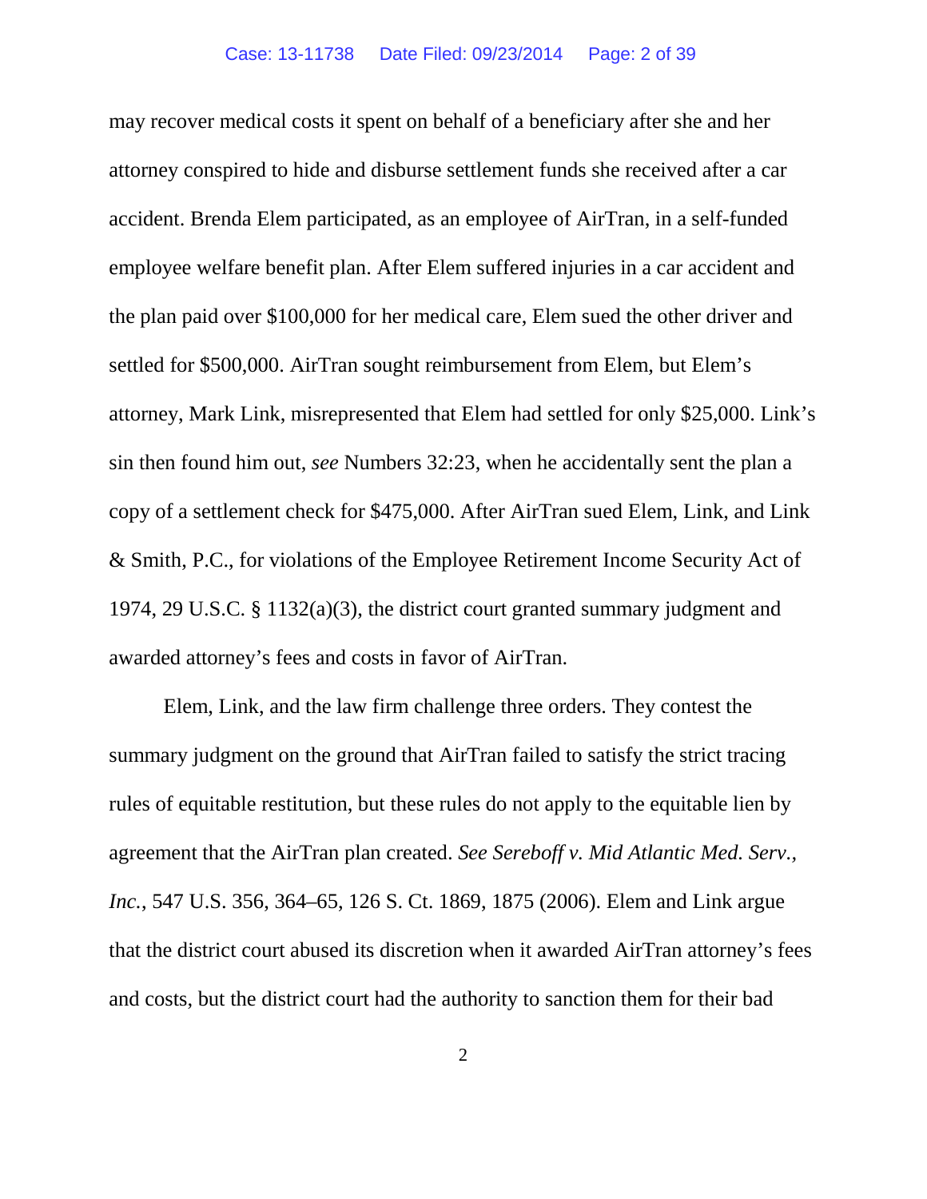may recover medical costs it spent on behalf of a beneficiary after she and her attorney conspired to hide and disburse settlement funds she received after a car accident. Brenda Elem participated, as an employee of AirTran, in a self-funded employee welfare benefit plan. After Elem suffered injuries in a car accident and the plan paid over $100,000 for her medical care, Elem sued the other driver and settled for $500,000. AirTran sought reimbursement from Elem, but Elem's attorney, Mark Link, misrepresented that Elem had settled for only $25,000. Link's sin then found him out, *see* Numbers 32:23, when he accidentally sent the plan a copy of a settlement check for $475,000. After AirTran sued Elem, Link, and Link & Smith, P.C., for violations of the Employee Retirement Income Security Act of 1974, 29 U.S.C. § 1132(a)(3), the district court granted summary judgment and awarded attorney's fees and costs in favor of AirTran.

Elem, Link, and the law firm challenge three orders. They contest the summary judgment on the ground that AirTran failed to satisfy the strict tracing rules of equitable restitution, but these rules do not apply to the equitable lien by agreement that the AirTran plan created. *See Sereboff v. Mid Atlantic Med. Serv., Inc.*, 547 U.S. 356, 364–65, 126 S. Ct. 1869, 1875 (2006). Elem and Link argue that the district court abused its discretion when it awarded AirTran attorney's fees and costs, but the district court had the authority to sanction them for their bad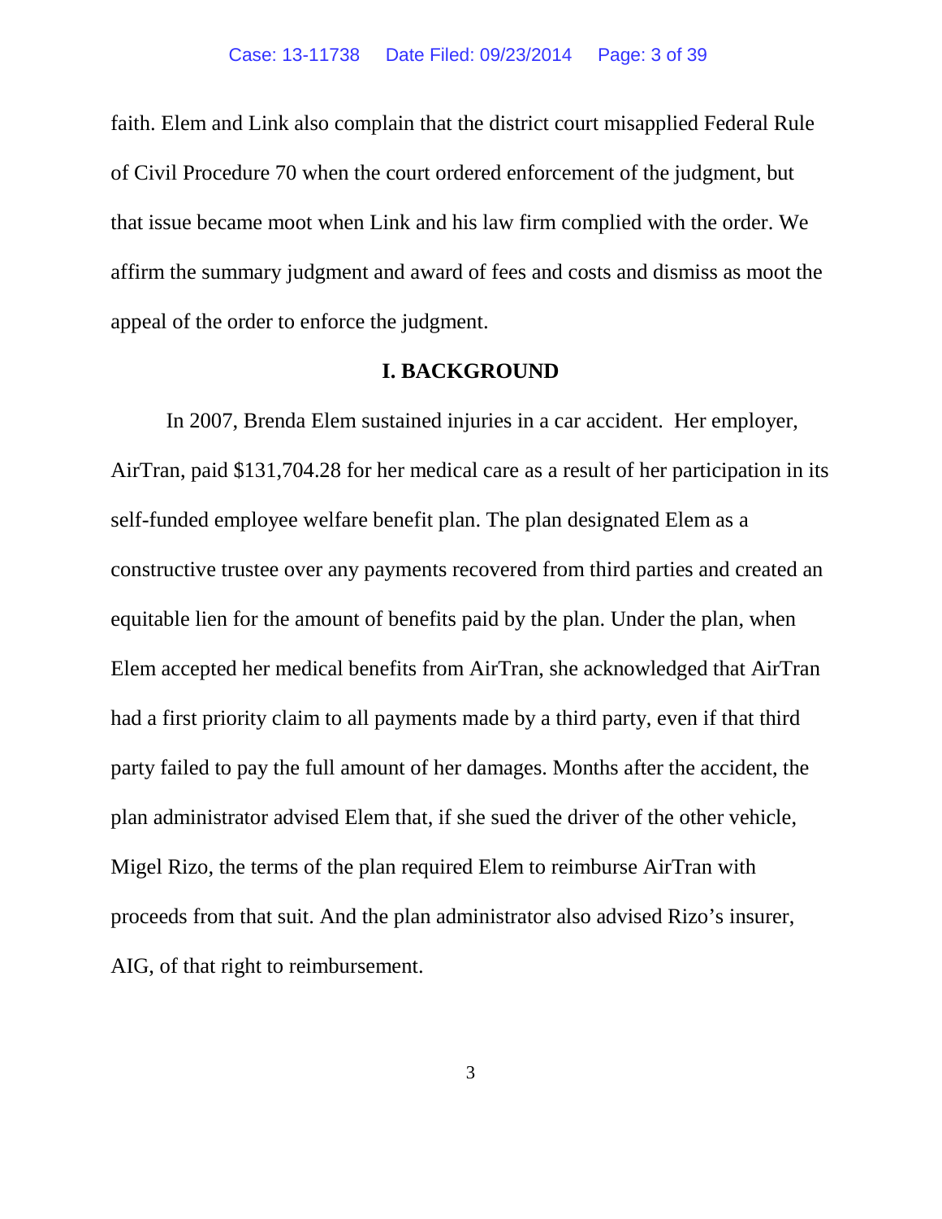faith. Elem and Link also complain that the district court misapplied Federal Rule of Civil Procedure 70 when the court ordered enforcement of the judgment, but that issue became moot when Link and his law firm complied with the order. We affirm the summary judgment and award of fees and costs and dismiss as moot the appeal of the order to enforce the judgment.

## I. BACKGROUND

In 2007, Brenda Elem sustained injuries in a car accident. Her employer, AirTran, paid $131,704.28 for her medical care as a result of her participation in its self-funded employee welfare benefit plan. The plan designated Elem as a constructive trustee over any payments recovered from third parties and created an equitable lien for the amount of benefits paid by the plan. Under the plan, when Elem accepted her medical benefits from AirTran, she acknowledged that AirTran had a first priority claim to all payments made by a third party, even if that third party failed to pay the full amount of her damages. Months after the accident, the plan administrator advised Elem that, if she sued the driver of the other vehicle, Migel Rizo, the terms of the plan required Elem to reimburse AirTran with proceeds from that suit. And the plan administrator also advised Rizo's insurer, AIG, of that right to reimbursement.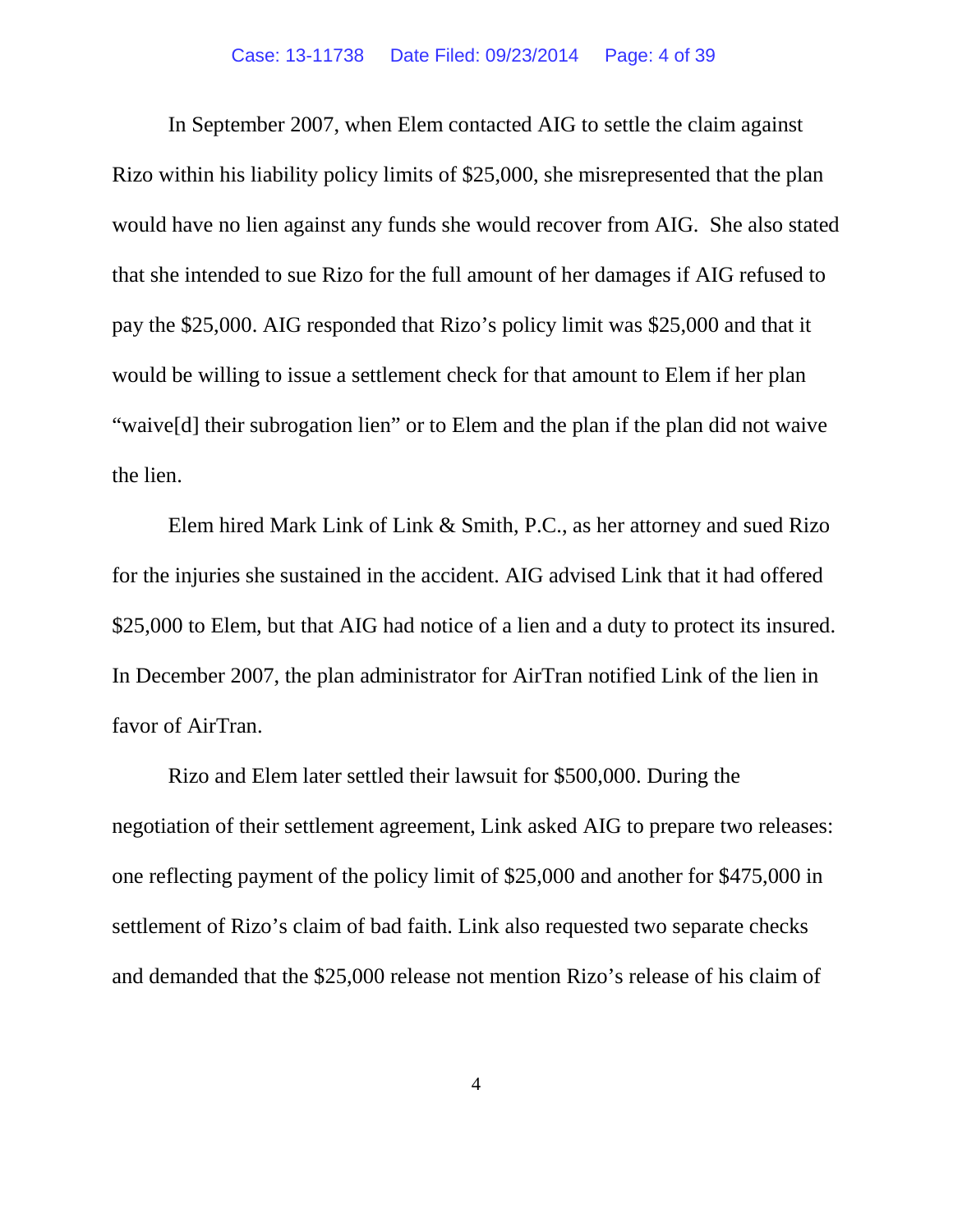In September 2007, when Elem contacted AIG to settle the claim against Rizo within his liability policy limits of $25,000, she misrepresented that the plan would have no lien against any funds she would recover from AIG. She also stated that she intended to sue Rizo for the full amount of her damages if AIG refused to pay the $25,000. AIG responded that Rizo's policy limit was $25,000 and that it would be willing to issue a settlement check for that amount to Elem if her plan "waive[d] their subrogation lien" or to Elem and the plan if the plan did not waive the lien.

Elem hired Mark Link of Link & Smith, P.C., as her attorney and sued Rizo for the injuries she sustained in the accident. AIG advised Link that it had offered $25,000 to Elem, but that AIG had notice of a lien and a duty to protect its insured. In December 2007, the plan administrator for AirTran notified Link of the lien in favor of AirTran.

Rizo and Elem later settled their lawsuit for $500,000. During the negotiation of their settlement agreement, Link asked AIG to prepare two releases: one reflecting payment of the policy limit of $25,000 and another for $475,000 in settlement of Rizo's claim of bad faith. Link also requested two separate checks and demanded that the $25,000 release not mention Rizo's release of his claim of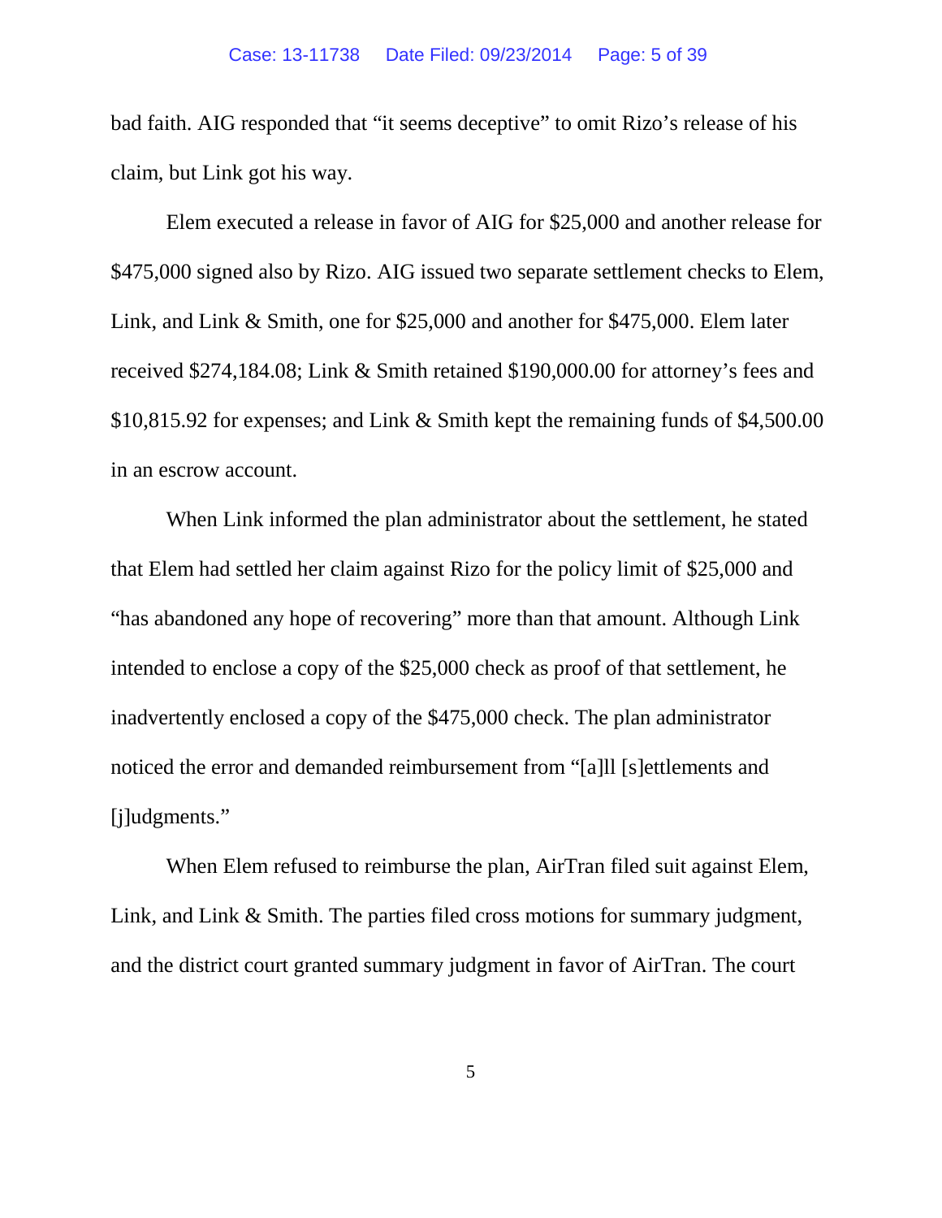bad faith. AIG responded that "it seems deceptive" to omit Rizo's release of his claim, but Link got his way.

Elem executed a release in favor of AIG for $25,000 and another release for $475,000 signed also by Rizo. AIG issued two separate settlement checks to Elem, Link, and Link & Smith, one for $25,000 and another for $475,000. Elem later received $274,184.08; Link & Smith retained $190,000.00 for attorney's fees and $10,815.92 for expenses; and Link & Smith kept the remaining funds of $4,500.00 in an escrow account.

When Link informed the plan administrator about the settlement, he stated that Elem had settled her claim against Rizo for the policy limit of $25,000 and "has abandoned any hope of recovering" more than that amount. Although Link intended to enclose a copy of the $25,000 check as proof of that settlement, he inadvertently enclosed a copy of the $475,000 check. The plan administrator noticed the error and demanded reimbursement from "[a]ll [s]ettlements and [j]udgments."

When Elem refused to reimburse the plan, AirTran filed suit against Elem, Link, and Link & Smith. The parties filed cross motions for summary judgment, and the district court granted summary judgment in favor of AirTran. The court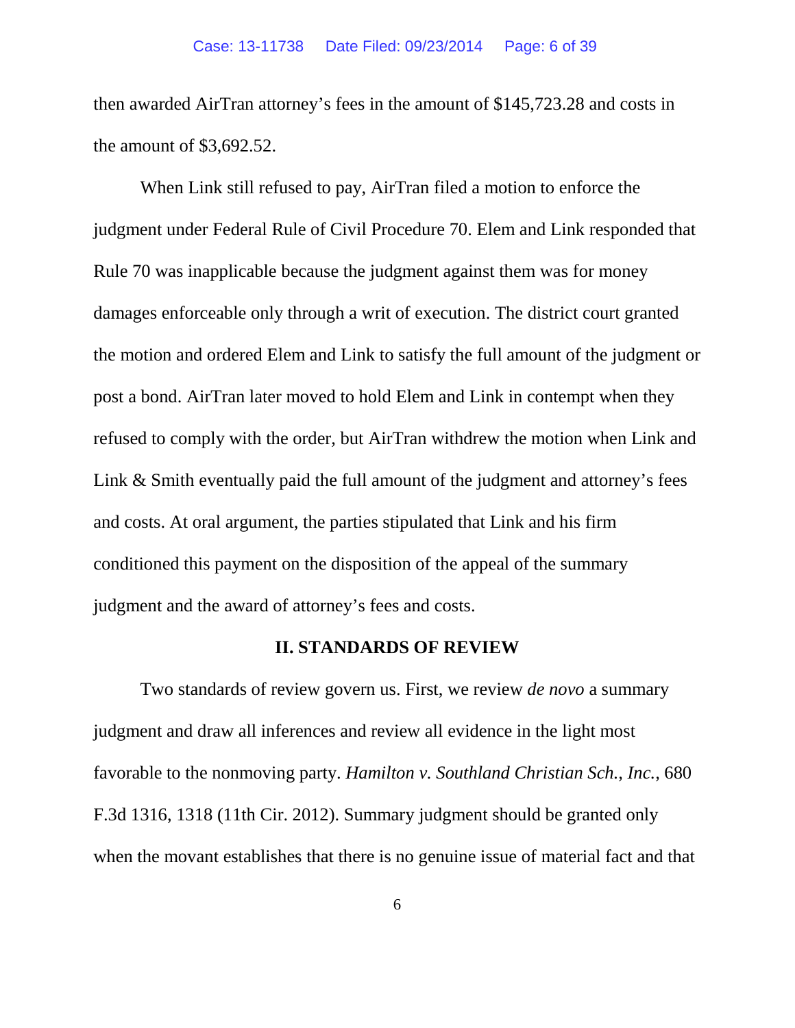then awarded AirTran attorney's fees in the amount of $145,723.28 and costs in the amount of $3,692.52.

When Link still refused to pay, AirTran filed a motion to enforce the judgment under Federal Rule of Civil Procedure 70. Elem and Link responded that Rule 70 was inapplicable because the judgment against them was for money damages enforceable only through a writ of execution. The district court granted the motion and ordered Elem and Link to satisfy the full amount of the judgment or post a bond. AirTran later moved to hold Elem and Link in contempt when they refused to comply with the order, but AirTran withdrew the motion when Link and Link & Smith eventually paid the full amount of the judgment and attorney's fees and costs. At oral argument, the parties stipulated that Link and his firm conditioned this payment on the disposition of the appeal of the summary judgment and the award of attorney's fees and costs.

## II. STANDARDS OF REVIEW

Two standards of review govern us. First, we review *de novo* a summary judgment and draw all inferences and review all evidence in the light most favorable to the nonmoving party. *Hamilton v. Southland Christian Sch., Inc.,* 680 F.3d 1316, 1318 (11th Cir. 2012). Summary judgment should be granted only when the movant establishes that there is no genuine issue of material fact and that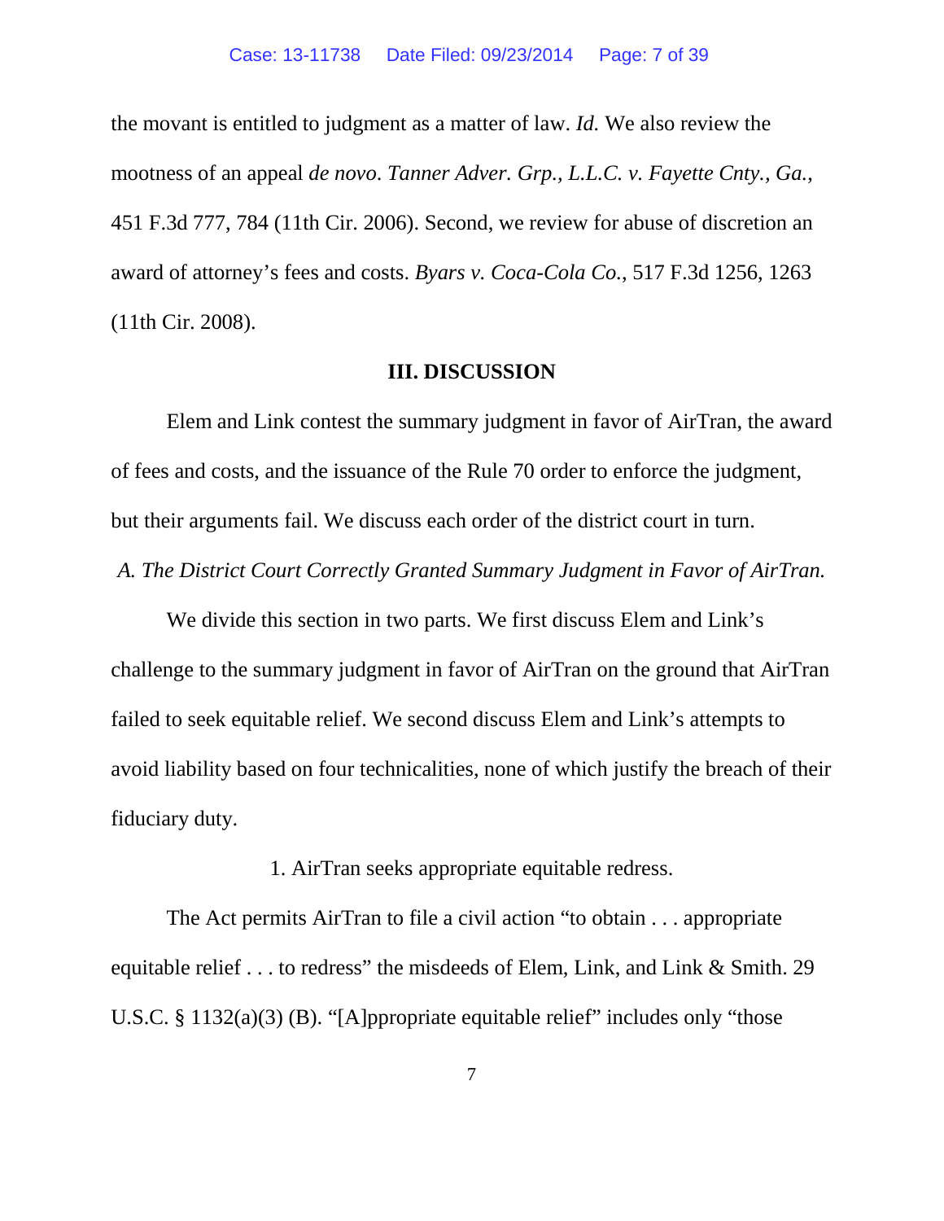the movant is entitled to judgment as a matter of law. *Id.* We also review the mootness of an appeal *de novo*. *Tanner Adver. Grp., L.L.C. v. Fayette Cnty., Ga.*, 451 F.3d 777, 784 (11th Cir. 2006). Second, we review for abuse of discretion an award of attorney's fees and costs. *Byars v. Coca-Cola Co.*, 517 F.3d 1256, 1263 (11th Cir. 2008).

## III. DISCUSSION

Elem and Link contest the summary judgment in favor of AirTran, the award of fees and costs, and the issuance of the Rule 70 order to enforce the judgment, but their arguments fail. We discuss each order of the district court in turn.

### *A. The District Court Correctly Granted Summary Judgment in Favor of AirTran.*

We divide this section in two parts. We first discuss Elem and Link's challenge to the summary judgment in favor of AirTran on the ground that AirTran failed to seek equitable relief. We second discuss Elem and Link's attempts to avoid liability based on four technicalities, none of which justify the breach of their fiduciary duty.

#### 1. AirTran seeks appropriate equitable redress.

The Act permits AirTran to file a civil action "to obtain . . . appropriate equitable relief . . . to redress" the misdeeds of Elem, Link, and Link & Smith. 29 U.S.C. § 1132(a)(3) (B). "[A]ppropriate equitable relief" includes only "those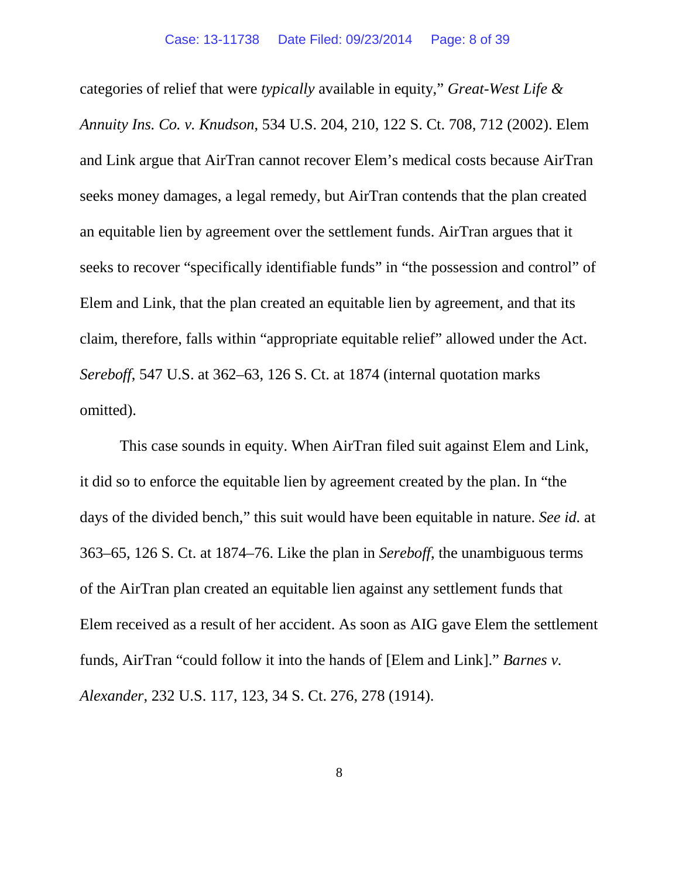categories of relief that were *typically* available in equity," *Great-West Life & Annuity Ins. Co. v. Knudson*, 534 U.S. 204, 210, 122 S. Ct. 708, 712 (2002). Elem and Link argue that AirTran cannot recover Elem's medical costs because AirTran seeks money damages, a legal remedy, but AirTran contends that the plan created an equitable lien by agreement over the settlement funds. AirTran argues that it seeks to recover "specifically identifiable funds" in "the possession and control" of Elem and Link, that the plan created an equitable lien by agreement, and that its claim, therefore, falls within "appropriate equitable relief" allowed under the Act. *Sereboff*, 547 U.S. at 362–63, 126 S. Ct. at 1874 (internal quotation marks omitted).

This case sounds in equity. When AirTran filed suit against Elem and Link, it did so to enforce the equitable lien by agreement created by the plan. In "the days of the divided bench," this suit would have been equitable in nature. *See id.* at 363–65, 126 S. Ct. at 1874–76. Like the plan in *Sereboff*, the unambiguous terms of the AirTran plan created an equitable lien against any settlement funds that Elem received as a result of her accident. As soon as AIG gave Elem the settlement funds, AirTran "could follow it into the hands of [Elem and Link]." *Barnes v. Alexander*, 232 U.S. 117, 123, 34 S. Ct. 276, 278 (1914).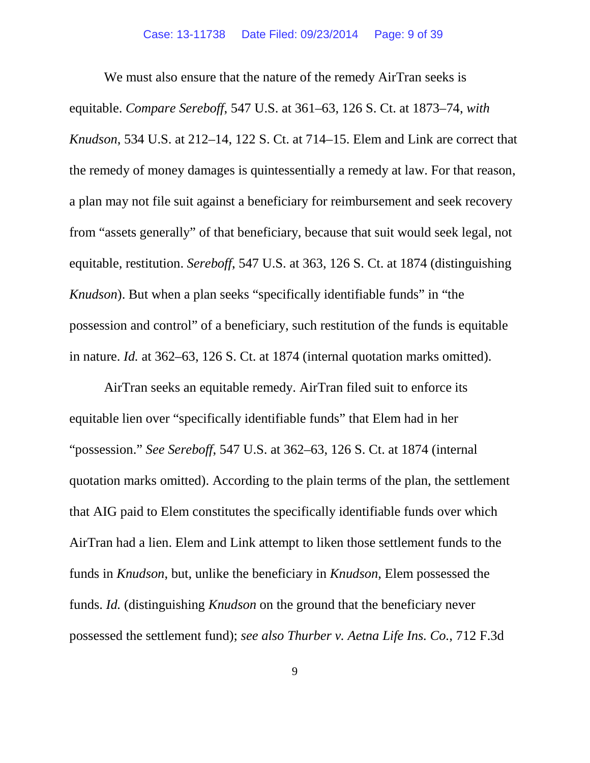We must also ensure that the nature of the remedy AirTran seeks is equitable. *Compare Sereboff*, 547 U.S. at 361–63, 126 S. Ct. at 1873–74, *with Knudson*, 534 U.S. at 212–14, 122 S. Ct. at 714–15. Elem and Link are correct that the remedy of money damages is quintessentially a remedy at law. For that reason, a plan may not file suit against a beneficiary for reimbursement and seek recovery from "assets generally" of that beneficiary, because that suit would seek legal, not equitable, restitution. *Sereboff*, 547 U.S. at 363, 126 S. Ct. at 1874 (distinguishing *Knudson*). But when a plan seeks "specifically identifiable funds" in "the possession and control" of a beneficiary, such restitution of the funds is equitable in nature. *Id.* at 362–63, 126 S. Ct. at 1874 (internal quotation marks omitted).

AirTran seeks an equitable remedy. AirTran filed suit to enforce its equitable lien over "specifically identifiable funds" that Elem had in her "possession." *See Sereboff*, 547 U.S. at 362–63, 126 S. Ct. at 1874 (internal quotation marks omitted). According to the plain terms of the plan, the settlement that AIG paid to Elem constitutes the specifically identifiable funds over which AirTran had a lien. Elem and Link attempt to liken those settlement funds to the funds in *Knudson*, but, unlike the beneficiary in *Knudson*, Elem possessed the funds. *Id.* (distinguishing *Knudson* on the ground that the beneficiary never possessed the settlement fund); *see also Thurber v. Aetna Life Ins. Co.*, 712 F.3d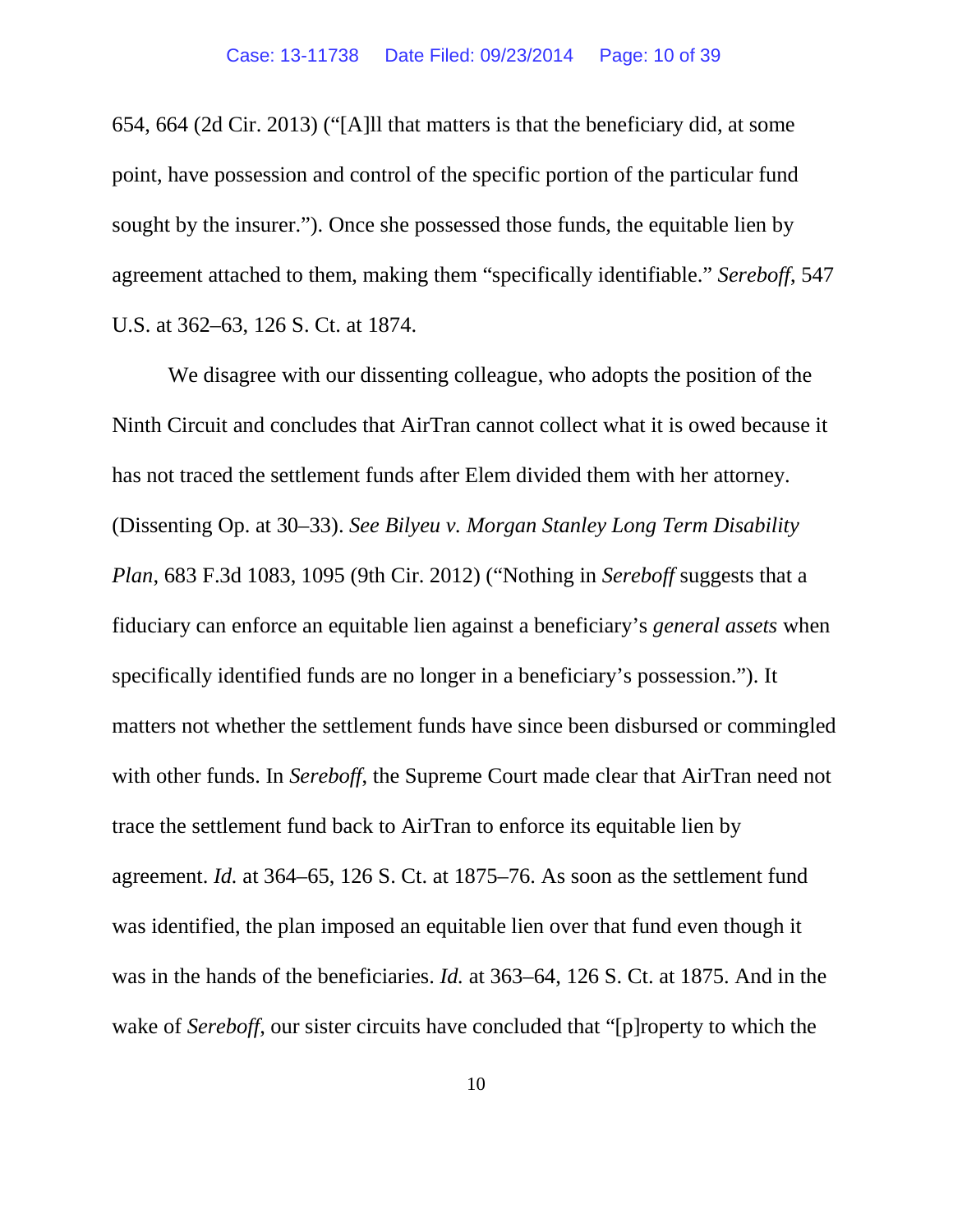654, 664 (2d Cir. 2013) ("[A]ll that matters is that the beneficiary did, at some point, have possession and control of the specific portion of the particular fund sought by the insurer."). Once she possessed those funds, the equitable lien by agreement attached to them, making them "specifically identifiable." *Sereboff*, 547 U.S. at 362–63, 126 S. Ct. at 1874.

We disagree with our dissenting colleague, who adopts the position of the Ninth Circuit and concludes that AirTran cannot collect what it is owed because it has not traced the settlement funds after Elem divided them with her attorney. (Dissenting Op. at 30–33). *See Bilyeu v. Morgan Stanley Long Term Disability Plan*, 683 F.3d 1083, 1095 (9th Cir. 2012) ("Nothing in *Sereboff* suggests that a fiduciary can enforce an equitable lien against a beneficiary's *general assets* when specifically identified funds are no longer in a beneficiary's possession."). It matters not whether the settlement funds have since been disbursed or commingled with other funds. In *Sereboff*, the Supreme Court made clear that AirTran need not trace the settlement fund back to AirTran to enforce its equitable lien by agreement. *Id.* at 364–65, 126 S. Ct. at 1875–76. As soon as the settlement fund was identified, the plan imposed an equitable lien over that fund even though it was in the hands of the beneficiaries. *Id.* at 363–64, 126 S. Ct. at 1875. And in the wake of *Sereboff*, our sister circuits have concluded that "[p]roperty to which the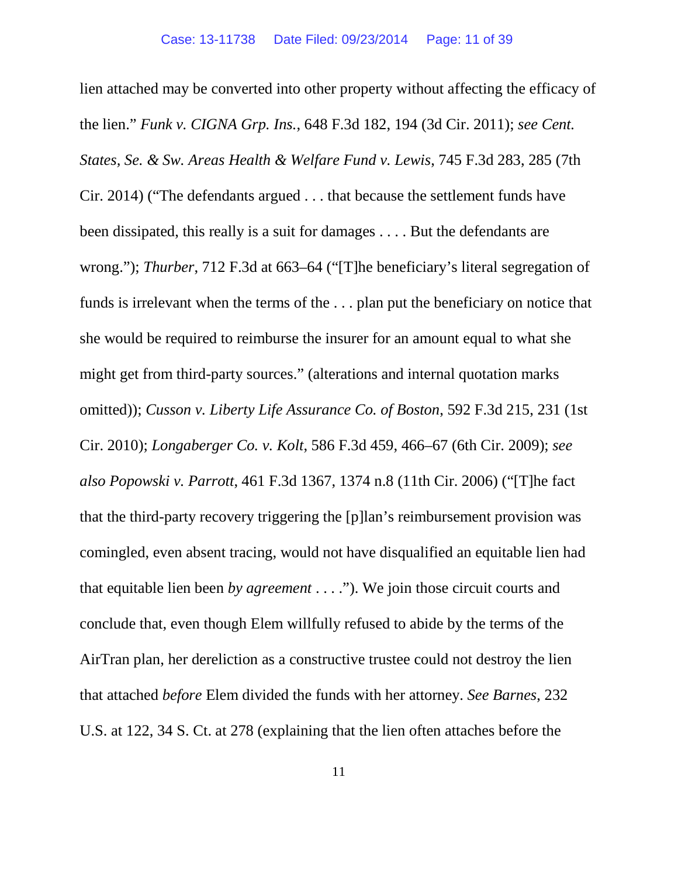lien attached may be converted into other property without affecting the efficacy of the lien." *Funk v. CIGNA Grp. Ins.*, 648 F.3d 182, 194 (3d Cir. 2011); *see Cent. States, Se. & Sw. Areas Health & Welfare Fund v. Lewis*, 745 F.3d 283, 285 (7th Cir. 2014) ("The defendants argued . . . that because the settlement funds have been dissipated, this really is a suit for damages . . . . But the defendants are wrong."); *Thurber*, 712 F.3d at 663–64 ("[T]he beneficiary's literal segregation of funds is irrelevant when the terms of the . . . plan put the beneficiary on notice that she would be required to reimburse the insurer for an amount equal to what she might get from third-party sources." (alterations and internal quotation marks omitted)); *Cusson v. Liberty Life Assurance Co. of Boston*, 592 F.3d 215, 231 (1st Cir. 2010); *Longaberger Co. v. Kolt*, 586 F.3d 459, 466–67 (6th Cir. 2009); *see also Popowski v. Parrott*, 461 F.3d 1367, 1374 n.8 (11th Cir. 2006) ("[T]he fact that the third-party recovery triggering the [p]lan's reimbursement provision was comingled, even absent tracing, would not have disqualified an equitable lien had that equitable lien been *by agreement* . . . ."). We join those circuit courts and conclude that, even though Elem willfully refused to abide by the terms of the AirTran plan, her dereliction as a constructive trustee could not destroy the lien that attached *before* Elem divided the funds with her attorney. *See Barnes*, 232 U.S. at 122, 34 S. Ct. at 278 (explaining that the lien often attaches before the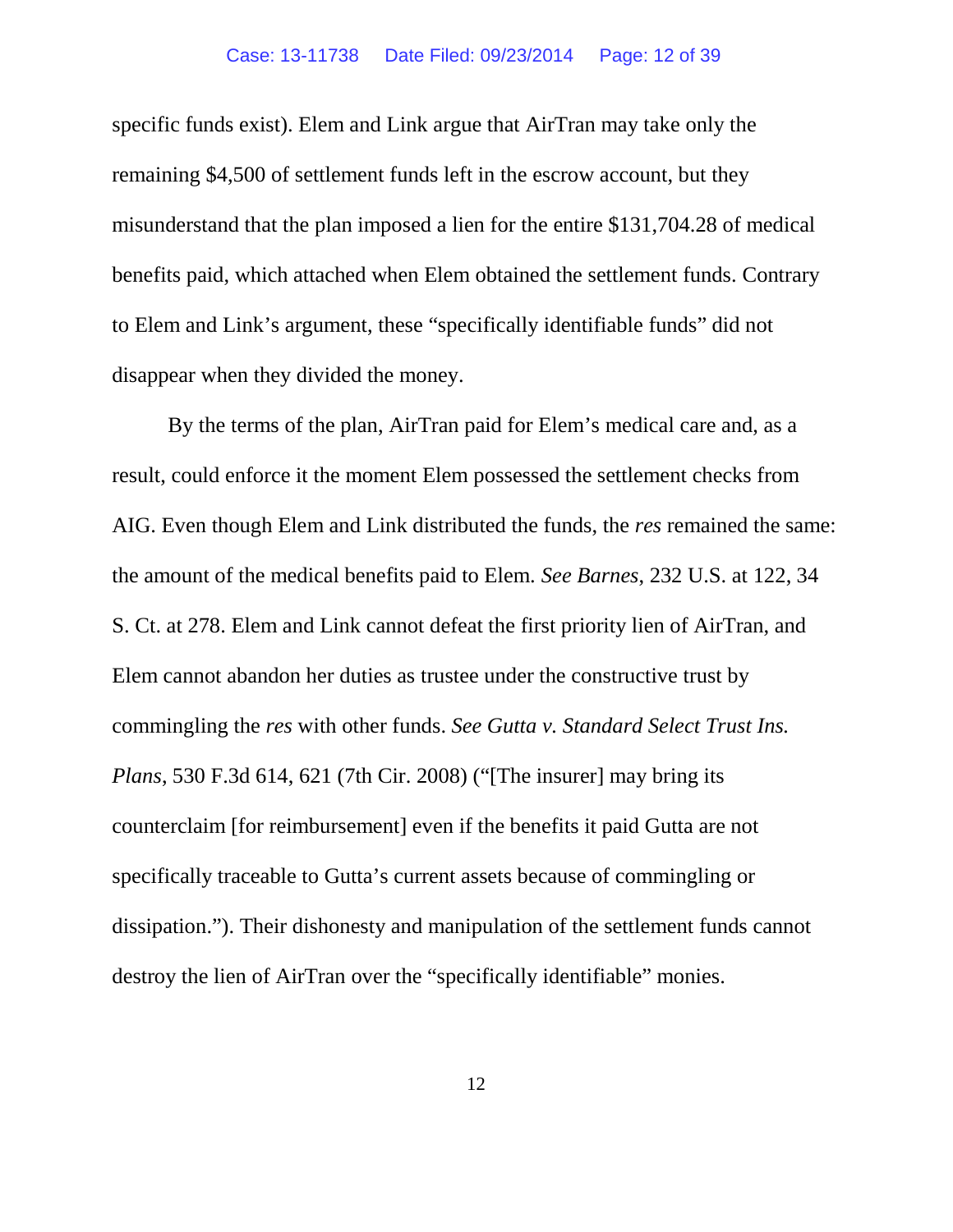specific funds exist). Elem and Link argue that AirTran may take only the remaining $4,500 of settlement funds left in the escrow account, but they misunderstand that the plan imposed a lien for the entire $131,704.28 of medical benefits paid, which attached when Elem obtained the settlement funds. Contrary to Elem and Link's argument, these "specifically identifiable funds" did not disappear when they divided the money.

By the terms of the plan, AirTran paid for Elem's medical care and, as a result, could enforce it the moment Elem possessed the settlement checks from AIG. Even though Elem and Link distributed the funds, the *res* remained the same: the amount of the medical benefits paid to Elem. *See Barnes*, 232 U.S. at 122, 34 S. Ct. at 278. Elem and Link cannot defeat the first priority lien of AirTran, and Elem cannot abandon her duties as trustee under the constructive trust by commingling the *res* with other funds. *See Gutta v. Standard Select Trust Ins. Plans*, 530 F.3d 614, 621 (7th Cir. 2008) ("[The insurer] may bring its counterclaim [for reimbursement] even if the benefits it paid Gutta are not specifically traceable to Gutta's current assets because of commingling or dissipation."). Their dishonesty and manipulation of the settlement funds cannot destroy the lien of AirTran over the "specifically identifiable" monies.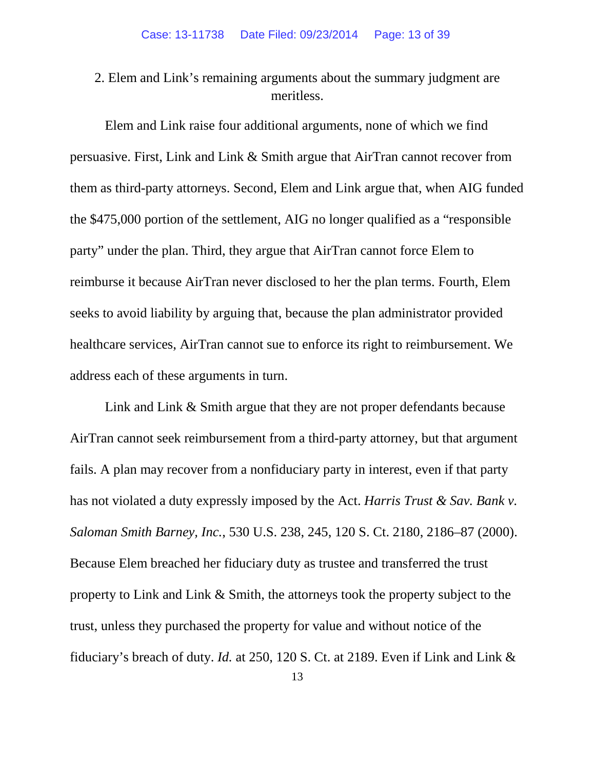### 2. Elem and Link's remaining arguments about the summary judgment are meritless.

Elem and Link raise four additional arguments, none of which we find persuasive. First, Link and Link & Smith argue that AirTran cannot recover from them as third-party attorneys. Second, Elem and Link argue that, when AIG funded the $475,000 portion of the settlement, AIG no longer qualified as a "responsible party" under the plan. Third, they argue that AirTran cannot force Elem to reimburse it because AirTran never disclosed to her the plan terms. Fourth, Elem seeks to avoid liability by arguing that, because the plan administrator provided healthcare services, AirTran cannot sue to enforce its right to reimbursement. We address each of these arguments in turn.

Link and Link & Smith argue that they are not proper defendants because AirTran cannot seek reimbursement from a third-party attorney, but that argument fails. A plan may recover from a nonfiduciary party in interest, even if that party has not violated a duty expressly imposed by the Act. *Harris Trust & Sav. Bank v. Saloman Smith Barney, Inc.*, 530 U.S. 238, 245, 120 S. Ct. 2180, 2186–87 (2000). Because Elem breached her fiduciary duty as trustee and transferred the trust property to Link and Link & Smith, the attorneys took the property subject to the trust, unless they purchased the property for value and without notice of the fiduciary's breach of duty. *Id.* at 250, 120 S. Ct. at 2189. Even if Link and Link &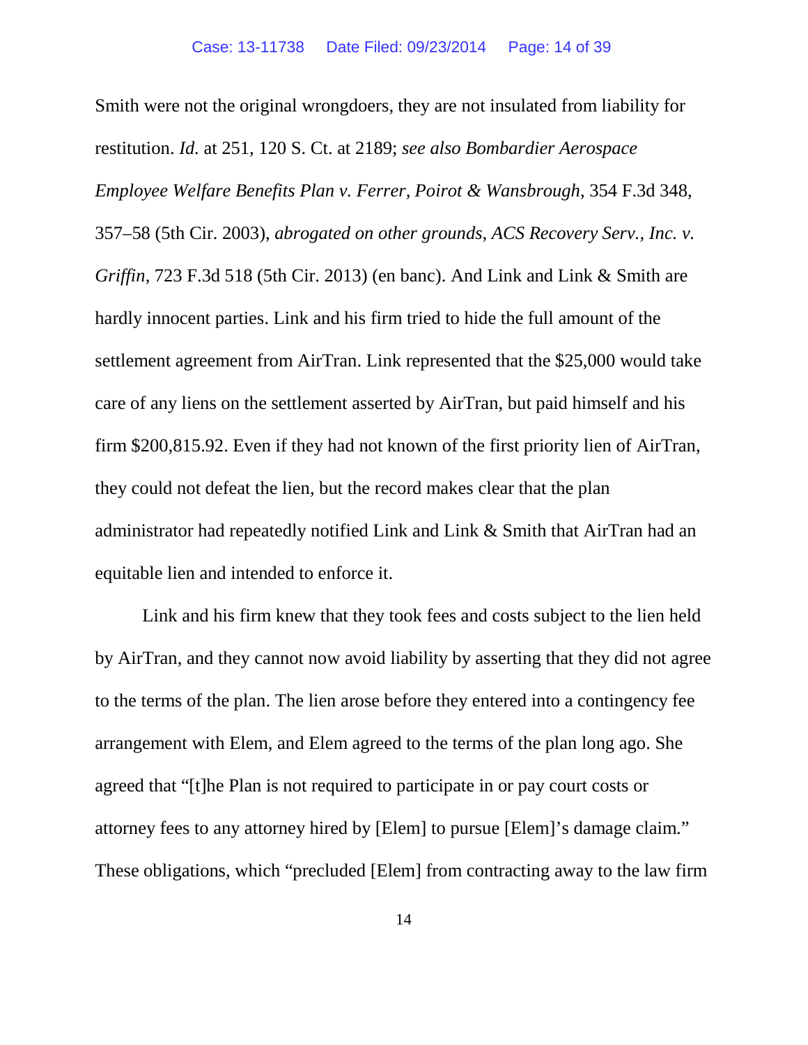Smith were not the original wrongdoers, they are not insulated from liability for restitution. *Id.* at 251, 120 S. Ct. at 2189; *see also Bombardier Aerospace Employee Welfare Benefits Plan v. Ferrer, Poirot & Wansbrough*, 354 F.3d 348, 357–58 (5th Cir. 2003), *abrogated on other grounds*, *ACS Recovery Serv., Inc. v. Griffin*, 723 F.3d 518 (5th Cir. 2013) (en banc). And Link and Link & Smith are hardly innocent parties. Link and his firm tried to hide the full amount of the settlement agreement from AirTran. Link represented that the $25,000 would take care of any liens on the settlement asserted by AirTran, but paid himself and his firm $200,815.92. Even if they had not known of the first priority lien of AirTran, they could not defeat the lien, but the record makes clear that the plan administrator had repeatedly notified Link and Link & Smith that AirTran had an equitable lien and intended to enforce it.

Link and his firm knew that they took fees and costs subject to the lien held by AirTran, and they cannot now avoid liability by asserting that they did not agree to the terms of the plan. The lien arose before they entered into a contingency fee arrangement with Elem, and Elem agreed to the terms of the plan long ago. She agreed that "[t]he Plan is not required to participate in or pay court costs or attorney fees to any attorney hired by [Elem] to pursue [Elem]'s damage claim." These obligations, which "precluded [Elem] from contracting away to the law firm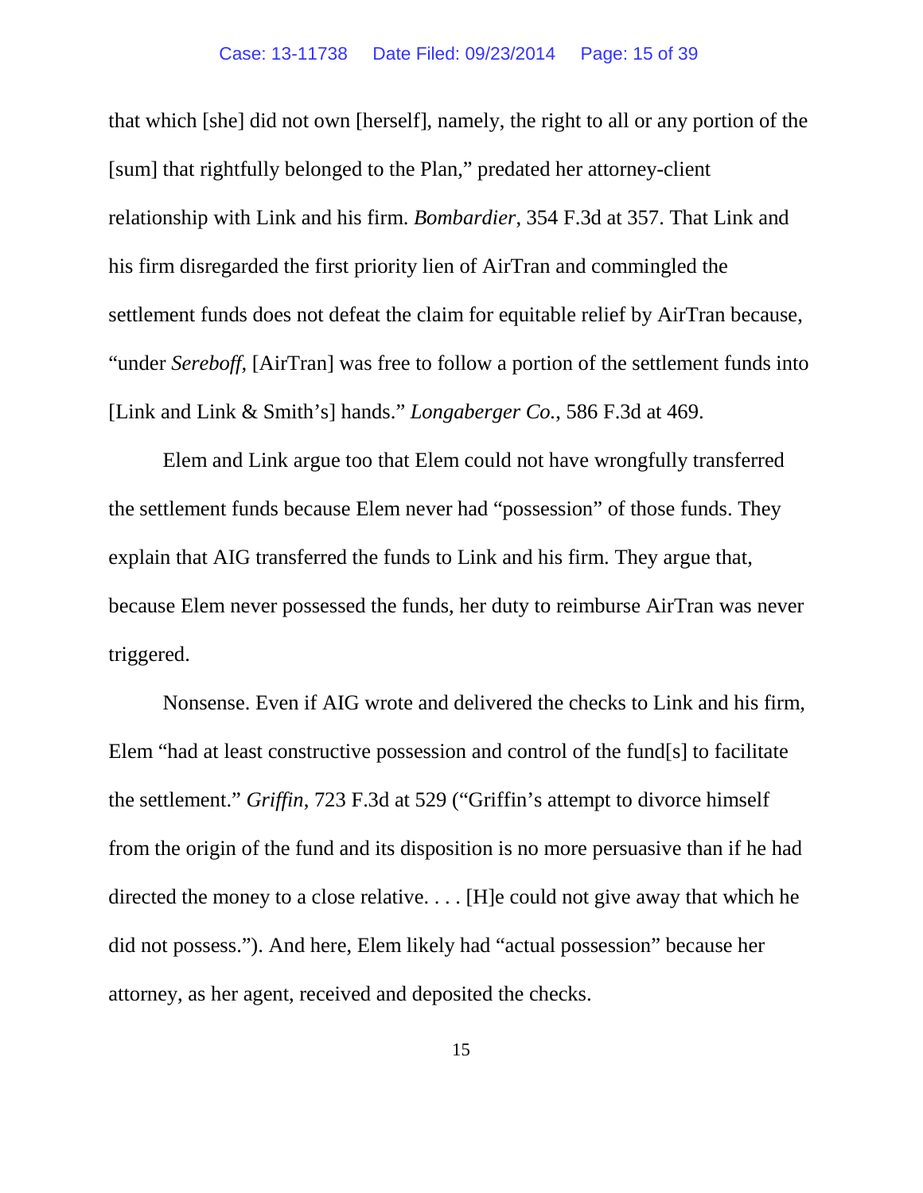that which [she] did not own [herself], namely, the right to all or any portion of the [sum] that rightfully belonged to the Plan," predated her attorney-client relationship with Link and his firm. *Bombardier*, 354 F.3d at 357. That Link and his firm disregarded the first priority lien of AirTran and commingled the settlement funds does not defeat the claim for equitable relief by AirTran because, "under *Sereboff*, [AirTran] was free to follow a portion of the settlement funds into [Link and Link & Smith's] hands." *Longaberger Co.*, 586 F.3d at 469.

Elem and Link argue too that Elem could not have wrongfully transferred the settlement funds because Elem never had "possession" of those funds. They explain that AIG transferred the funds to Link and his firm. They argue that, because Elem never possessed the funds, her duty to reimburse AirTran was never triggered.

Nonsense. Even if AIG wrote and delivered the checks to Link and his firm, Elem "had at least constructive possession and control of the fund[s] to facilitate the settlement." *Griffin*, 723 F.3d at 529 ("Griffin's attempt to divorce himself from the origin of the fund and its disposition is no more persuasive than if he had directed the money to a close relative. . . . [H]e could not give away that which he did not possess."). And here, Elem likely had "actual possession" because her attorney, as her agent, received and deposited the checks.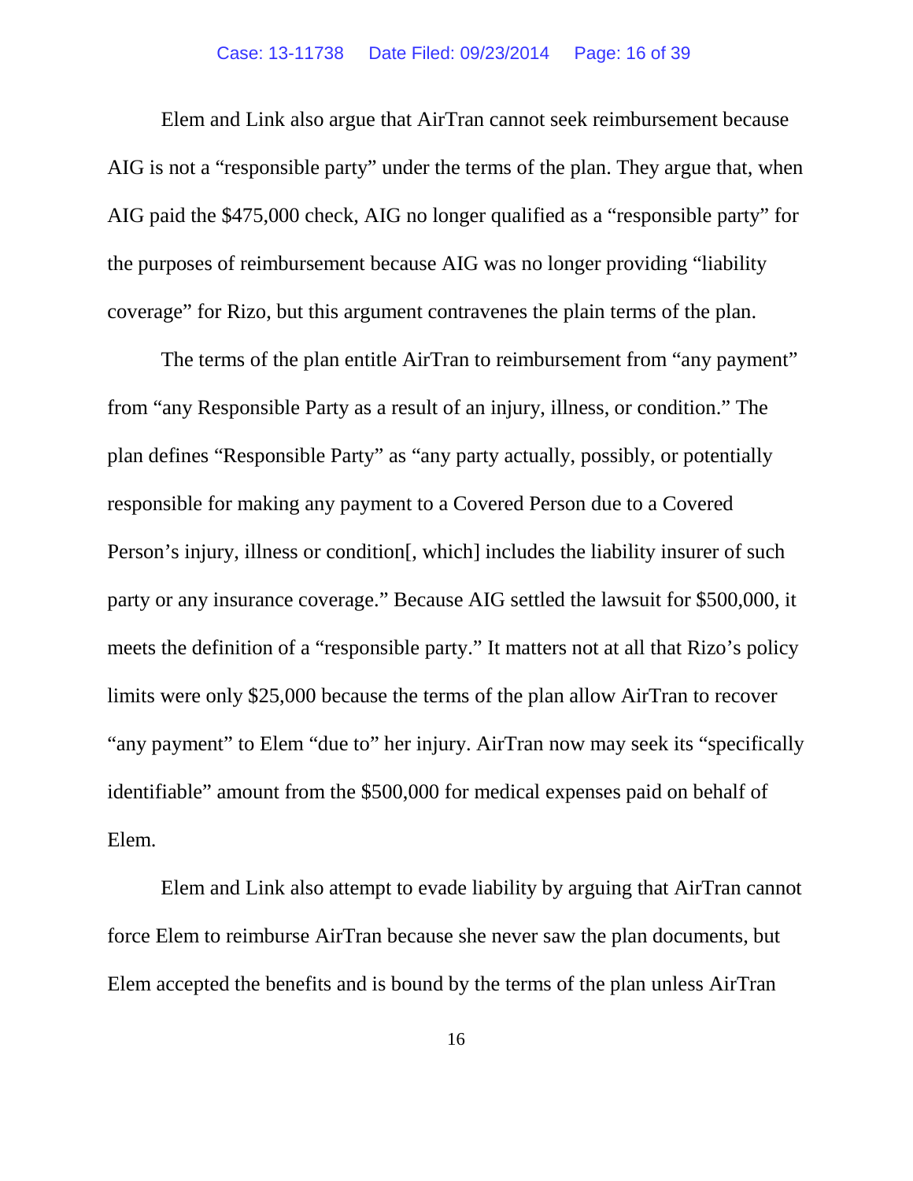Elem and Link also argue that AirTran cannot seek reimbursement because AIG is not a "responsible party" under the terms of the plan. They argue that, when AIG paid the $475,000 check, AIG no longer qualified as a "responsible party" for the purposes of reimbursement because AIG was no longer providing "liability coverage" for Rizo, but this argument contravenes the plain terms of the plan.

The terms of the plan entitle AirTran to reimbursement from "any payment" from "any Responsible Party as a result of an injury, illness, or condition." The plan defines "Responsible Party" as "any party actually, possibly, or potentially responsible for making any payment to a Covered Person due to a Covered Person's injury, illness or condition[, which] includes the liability insurer of such party or any insurance coverage." Because AIG settled the lawsuit for $500,000, it meets the definition of a "responsible party." It matters not at all that Rizo's policy limits were only $25,000 because the terms of the plan allow AirTran to recover "any payment" to Elem "due to" her injury. AirTran now may seek its "specifically identifiable" amount from the $500,000 for medical expenses paid on behalf of Elem.

Elem and Link also attempt to evade liability by arguing that AirTran cannot force Elem to reimburse AirTran because she never saw the plan documents, but Elem accepted the benefits and is bound by the terms of the plan unless AirTran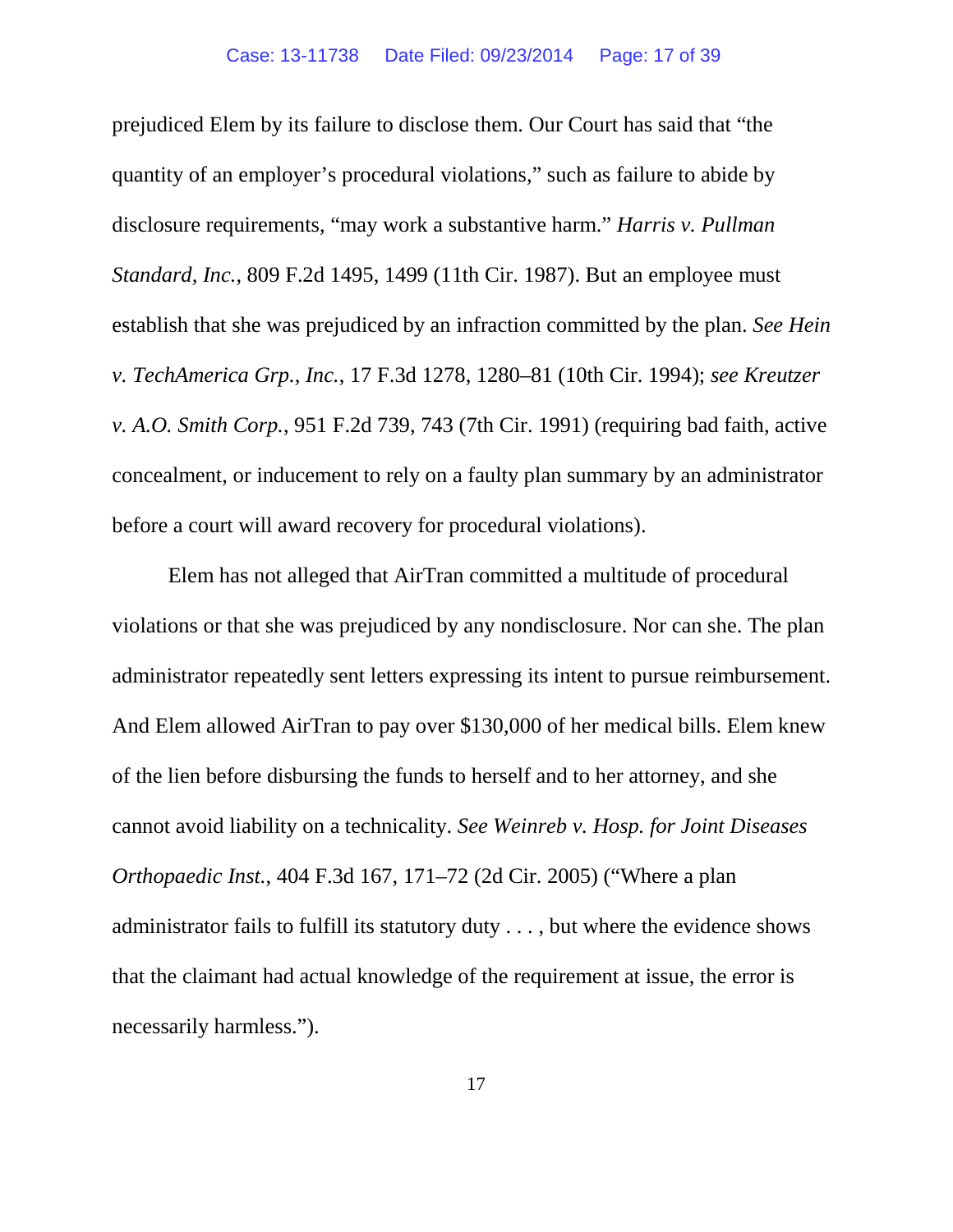prejudiced Elem by its failure to disclose them. Our Court has said that "the quantity of an employer's procedural violations," such as failure to abide by disclosure requirements, "may work a substantive harm." *Harris v. Pullman Standard, Inc.*, 809 F.2d 1495, 1499 (11th Cir. 1987). But an employee must establish that she was prejudiced by an infraction committed by the plan. *See Hein v. TechAmerica Grp., Inc.*, 17 F.3d 1278, 1280–81 (10th Cir. 1994); *see Kreutzer v. A.O. Smith Corp.*, 951 F.2d 739, 743 (7th Cir. 1991) (requiring bad faith, active concealment, or inducement to rely on a faulty plan summary by an administrator before a court will award recovery for procedural violations).

Elem has not alleged that AirTran committed a multitude of procedural violations or that she was prejudiced by any nondisclosure. Nor can she. The plan administrator repeatedly sent letters expressing its intent to pursue reimbursement. And Elem allowed AirTran to pay over $130,000 of her medical bills. Elem knew of the lien before disbursing the funds to herself and to her attorney, and she cannot avoid liability on a technicality. *See Weinreb v. Hosp. for Joint Diseases Orthopaedic Inst.*, 404 F.3d 167, 171–72 (2d Cir. 2005) ("Where a plan administrator fails to fulfill its statutory duty . . . , but where the evidence shows that the claimant had actual knowledge of the requirement at issue, the error is necessarily harmless.").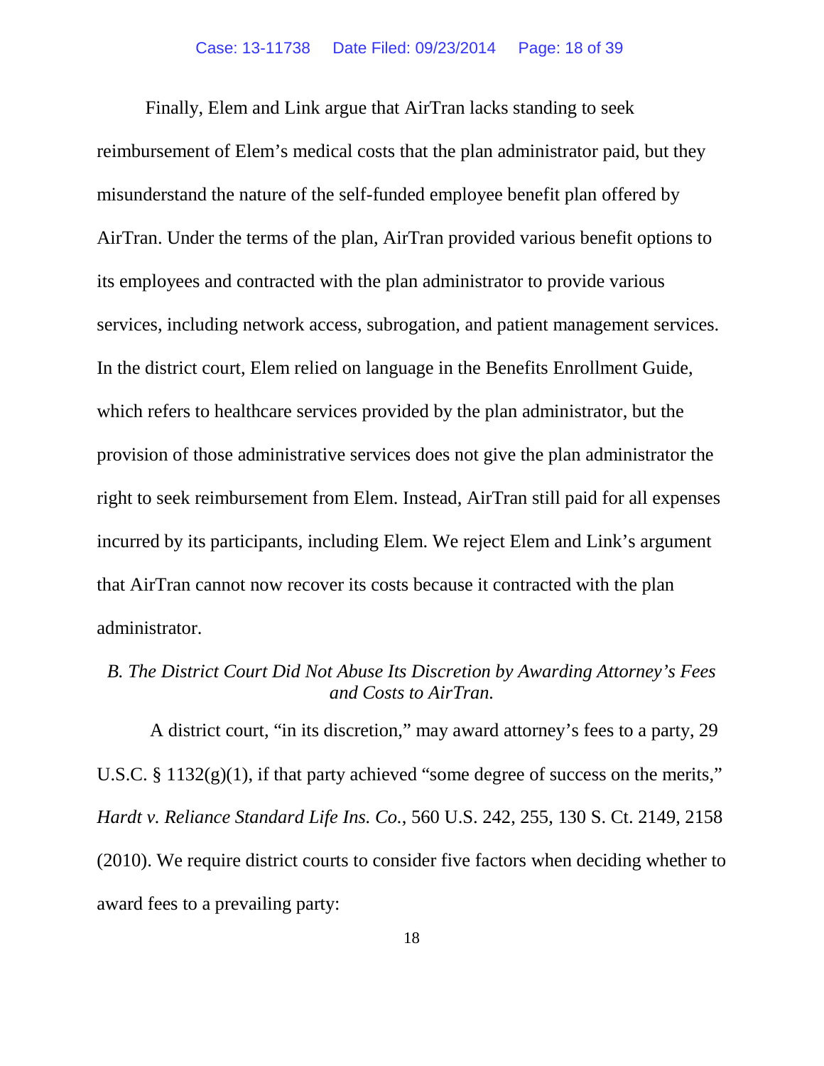Finally, Elem and Link argue that AirTran lacks standing to seek reimbursement of Elem's medical costs that the plan administrator paid, but they misunderstand the nature of the self-funded employee benefit plan offered by AirTran. Under the terms of the plan, AirTran provided various benefit options to its employees and contracted with the plan administrator to provide various services, including network access, subrogation, and patient management services. In the district court, Elem relied on language in the Benefits Enrollment Guide, which refers to healthcare services provided by the plan administrator, but the provision of those administrative services does not give the plan administrator the right to seek reimbursement from Elem. Instead, AirTran still paid for all expenses incurred by its participants, including Elem. We reject Elem and Link's argument that AirTran cannot now recover its costs because it contracted with the plan administrator.

*B. The District Court Did Not Abuse Its Discretion by Awarding Attorney's Fees and Costs to AirTran.*

A district court, "in its discretion," may award attorney's fees to a party, 29 U.S.C. § 1132(g)(1), if that party achieved "some degree of success on the merits," *Hardt v. Reliance Standard Life Ins. Co.*, 560 U.S. 242, 255, 130 S. Ct. 2149, 2158 (2010). We require district courts to consider five factors when deciding whether to award fees to a prevailing party: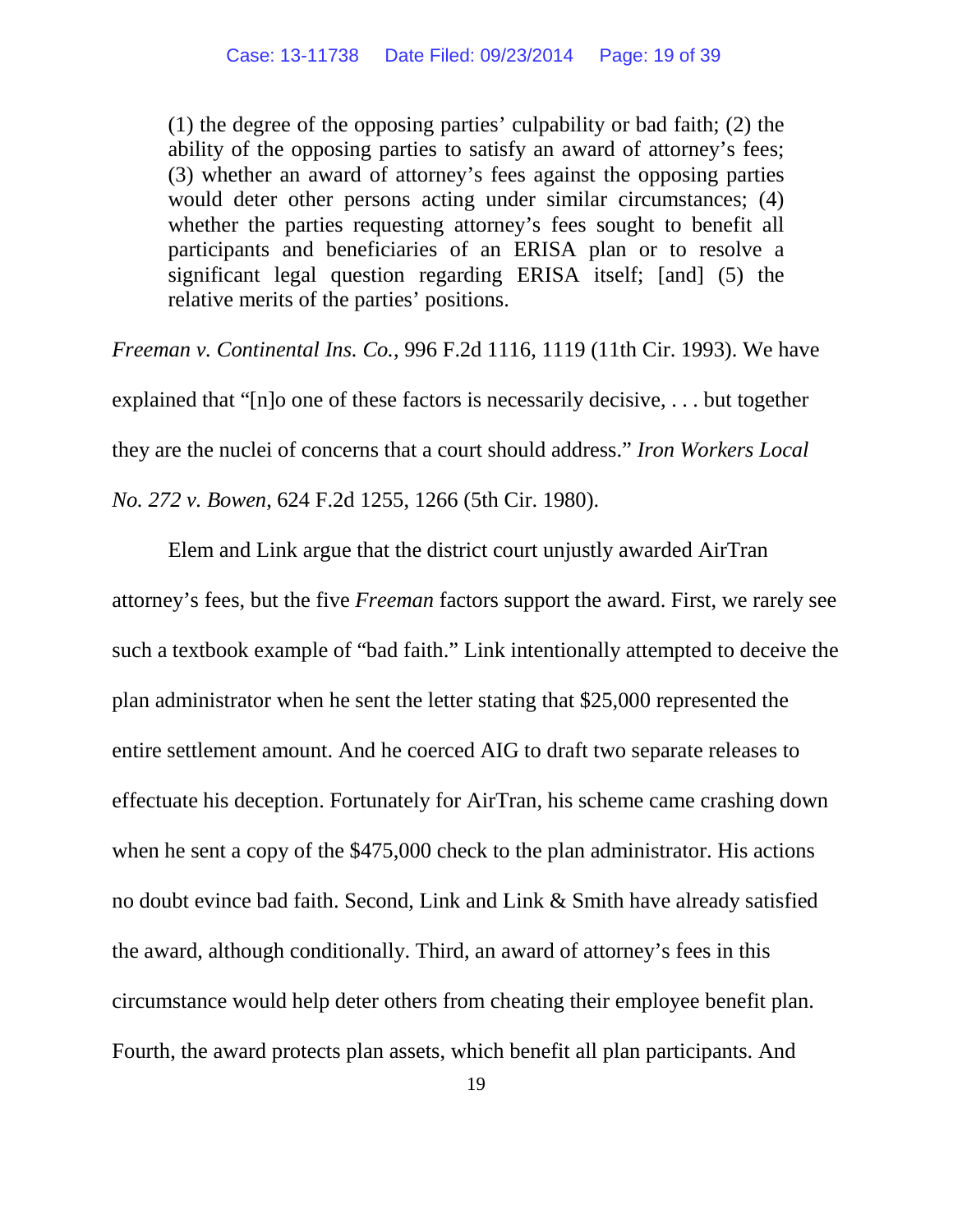> (1) the degree of the opposing parties' culpability or bad faith; (2) the ability of the opposing parties to satisfy an award of attorney's fees; (3) whether an award of attorney's fees against the opposing parties would deter other persons acting under similar circumstances; (4) whether the parties requesting attorney's fees sought to benefit all participants and beneficiaries of an ERISA plan or to resolve a significant legal question regarding ERISA itself; [and] (5) the relative merits of the parties' positions.

*Freeman v. Continental Ins. Co.*, 996 F.2d 1116, 1119 (11th Cir. 1993). We have explained that "[n]o one of these factors is necessarily decisive, . . . but together they are the nuclei of concerns that a court should address." *Iron Workers Local No. 272 v. Bowen*, 624 F.2d 1255, 1266 (5th Cir. 1980).

Elem and Link argue that the district court unjustly awarded AirTran attorney's fees, but the five *Freeman* factors support the award. First, we rarely see such a textbook example of "bad faith." Link intentionally attempted to deceive the plan administrator when he sent the letter stating that $25,000 represented the entire settlement amount. And he coerced AIG to draft two separate releases to effectuate his deception. Fortunately for AirTran, his scheme came crashing down when he sent a copy of the $475,000 check to the plan administrator. His actions no doubt evince bad faith. Second, Link and Link & Smith have already satisfied the award, although conditionally. Third, an award of attorney's fees in this circumstance would help deter others from cheating their employee benefit plan. Fourth, the award protects plan assets, which benefit all plan participants. And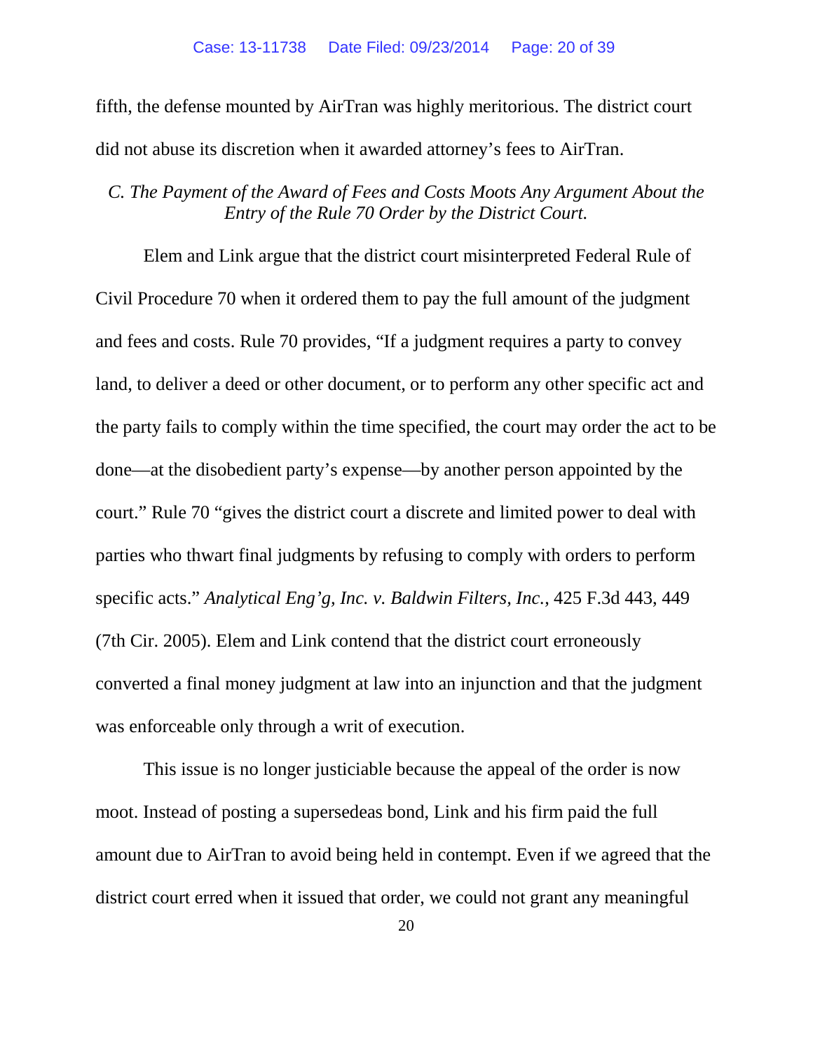fifth, the defense mounted by AirTran was highly meritorious. The district court did not abuse its discretion when it awarded attorney's fees to AirTran.

### *C. The Payment of the Award of Fees and Costs Moots Any Argument About the Entry of the Rule 70 Order by the District Court.*

Elem and Link argue that the district court misinterpreted Federal Rule of Civil Procedure 70 when it ordered them to pay the full amount of the judgment and fees and costs. Rule 70 provides, "If a judgment requires a party to convey land, to deliver a deed or other document, or to perform any other specific act and the party fails to comply within the time specified, the court may order the act to be done—at the disobedient party's expense—by another person appointed by the court." Rule 70 "gives the district court a discrete and limited power to deal with parties who thwart final judgments by refusing to comply with orders to perform specific acts." *Analytical Eng'g, Inc. v. Baldwin Filters, Inc.*, 425 F.3d 443, 449 (7th Cir. 2005). Elem and Link contend that the district court erroneously converted a final money judgment at law into an injunction and that the judgment was enforceable only through a writ of execution.

This issue is no longer justiciable because the appeal of the order is now moot. Instead of posting a supersedeas bond, Link and his firm paid the full amount due to AirTran to avoid being held in contempt. Even if we agreed that the district court erred when it issued that order, we could not grant any meaningful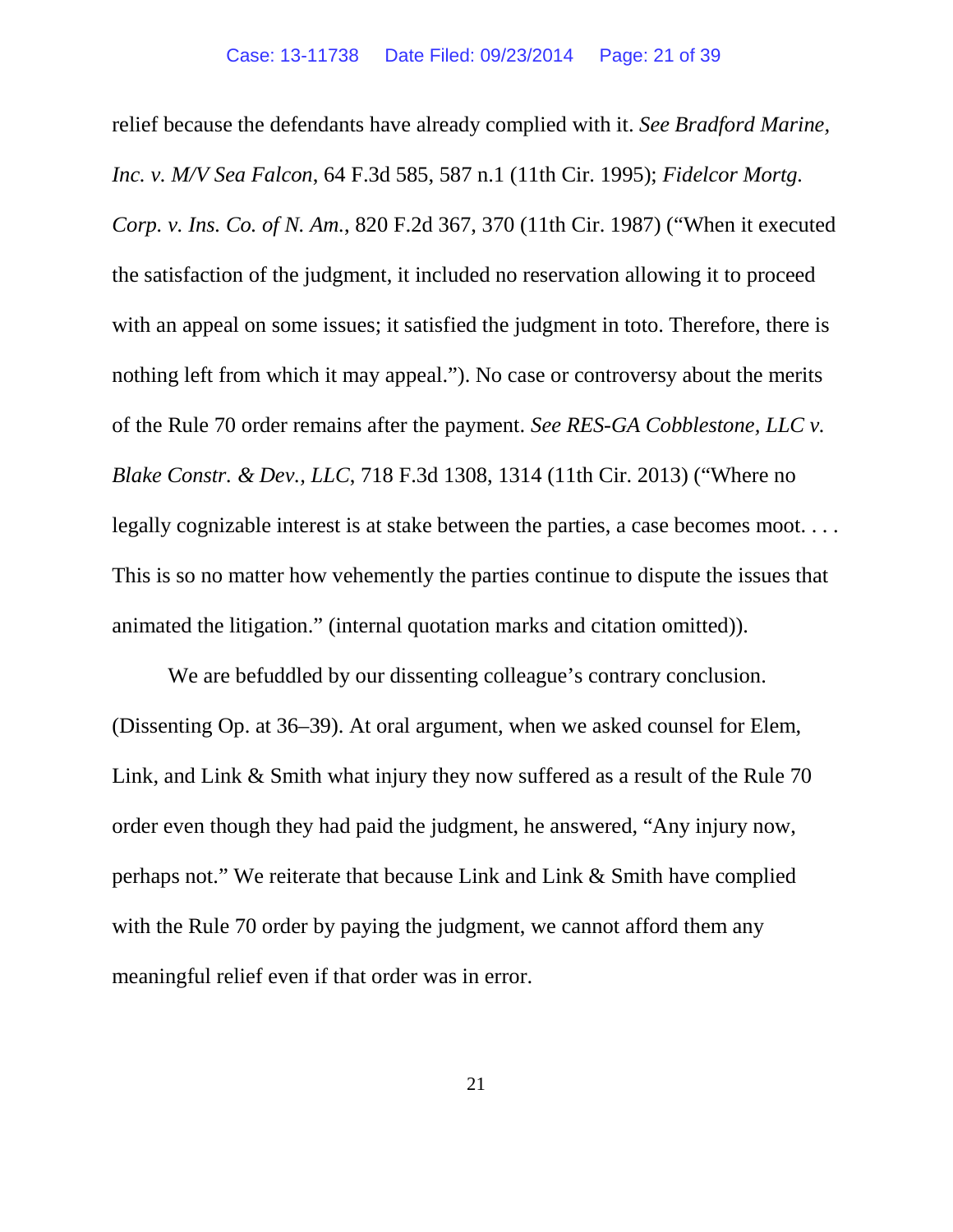relief because the defendants have already complied with it. *See Bradford Marine, Inc. v. M/V Sea Falcon*, 64 F.3d 585, 587 n.1 (11th Cir. 1995); *Fidelcor Mortg. Corp. v. Ins. Co. of N. Am.*, 820 F.2d 367, 370 (11th Cir. 1987) ("When it executed the satisfaction of the judgment, it included no reservation allowing it to proceed with an appeal on some issues; it satisfied the judgment in toto. Therefore, there is nothing left from which it may appeal."). No case or controversy about the merits of the Rule 70 order remains after the payment. *See RES-GA Cobblestone, LLC v. Blake Constr. & Dev., LLC*, 718 F.3d 1308, 1314 (11th Cir. 2013) ("Where no legally cognizable interest is at stake between the parties, a case becomes moot. . . . This is so no matter how vehemently the parties continue to dispute the issues that animated the litigation." (internal quotation marks and citation omitted)).

We are befuddled by our dissenting colleague's contrary conclusion. (Dissenting Op. at 36–39). At oral argument, when we asked counsel for Elem, Link, and Link & Smith what injury they now suffered as a result of the Rule 70 order even though they had paid the judgment, he answered, "Any injury now, perhaps not." We reiterate that because Link and Link & Smith have complied with the Rule 70 order by paying the judgment, we cannot afford them any meaningful relief even if that order was in error.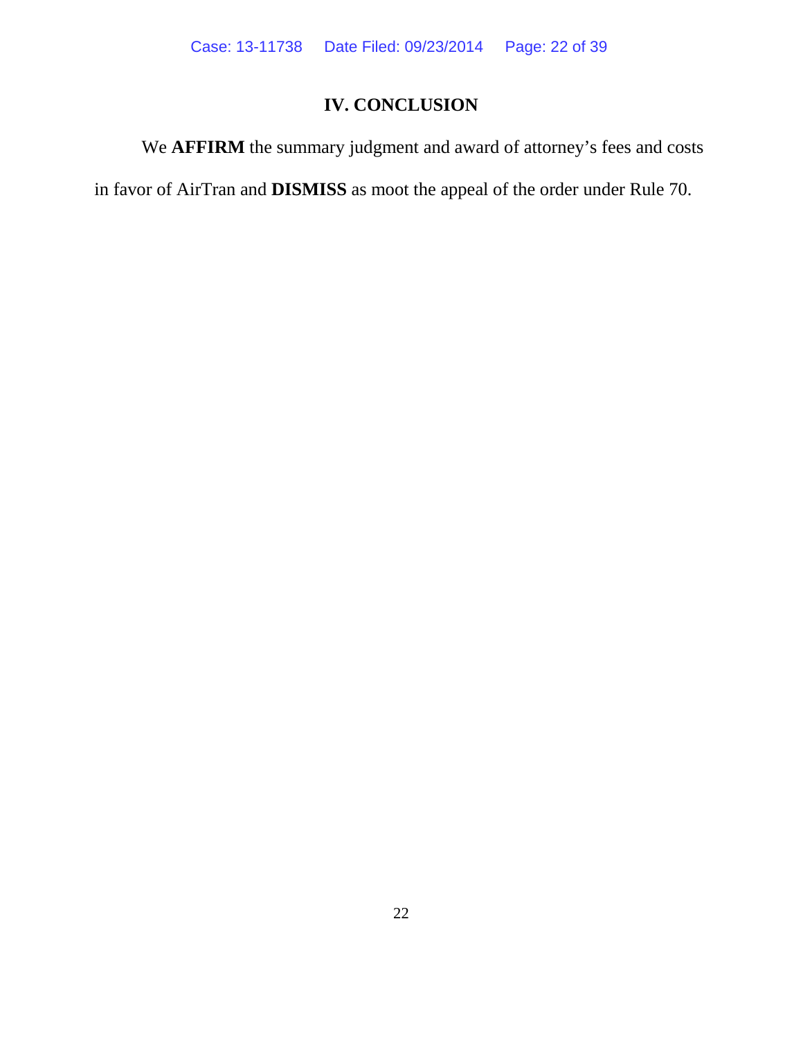## IV. CONCLUSION

We **AFFIRM** the summary judgment and award of attorney's fees and costs in favor of AirTran and **DISMISS** as moot the appeal of the order under Rule 70.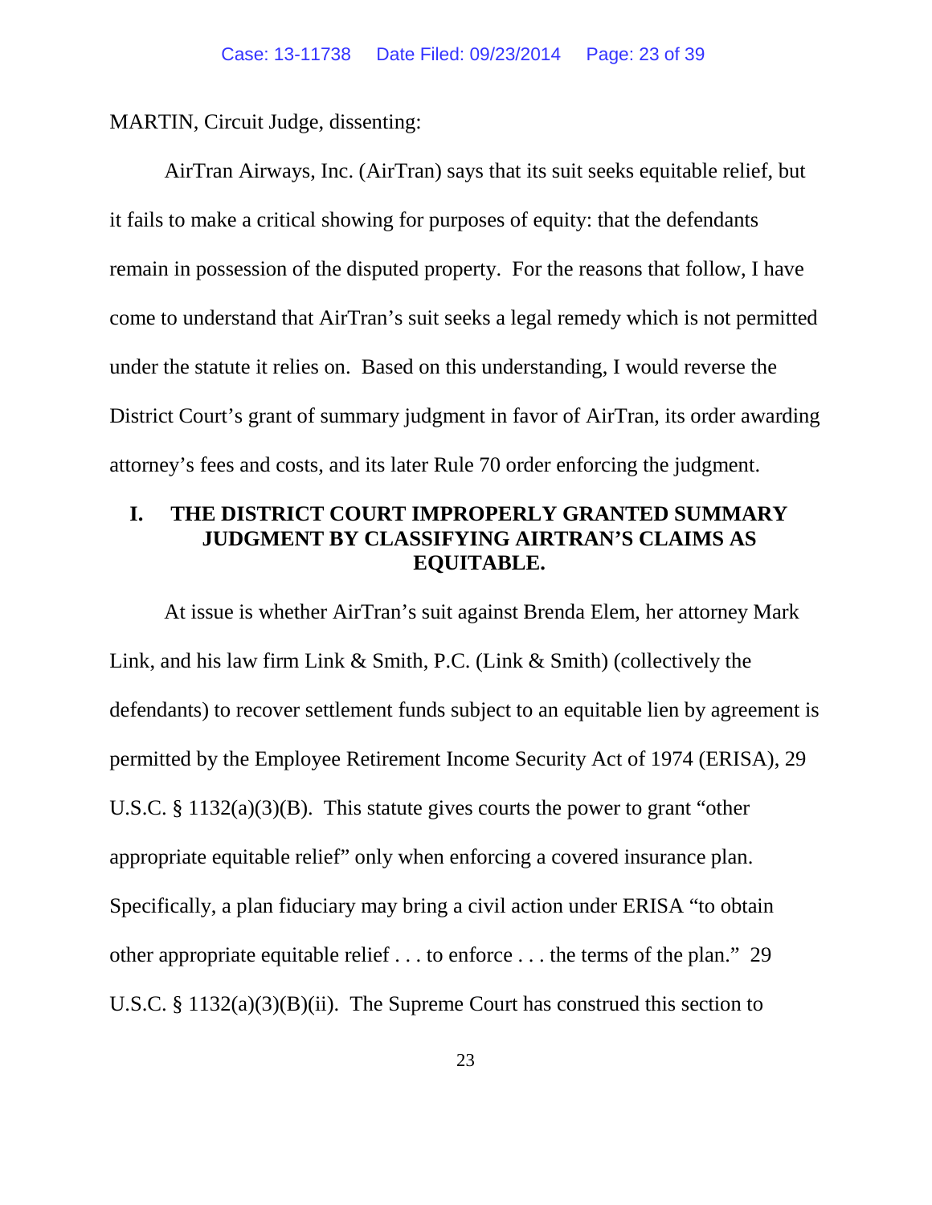MARTIN, Circuit Judge, dissenting:

AirTran Airways, Inc. (AirTran) says that its suit seeks equitable relief, but it fails to make a critical showing for purposes of equity: that the defendants remain in possession of the disputed property. For the reasons that follow, I have come to understand that AirTran's suit seeks a legal remedy which is not permitted under the statute it relies on. Based on this understanding, I would reverse the District Court's grant of summary judgment in favor of AirTran, its order awarding attorney's fees and costs, and its later Rule 70 order enforcing the judgment.

## I. THE DISTRICT COURT IMPROPERLY GRANTED SUMMARY JUDGMENT BY CLASSIFYING AIRTRAN'S CLAIMS AS EQUITABLE.

At issue is whether AirTran's suit against Brenda Elem, her attorney Mark Link, and his law firm Link & Smith, P.C. (Link & Smith) (collectively the defendants) to recover settlement funds subject to an equitable lien by agreement is permitted by the Employee Retirement Income Security Act of 1974 (ERISA), 29 U.S.C. § 1132(a)(3)(B). This statute gives courts the power to grant "other appropriate equitable relief" only when enforcing a covered insurance plan. Specifically, a plan fiduciary may bring a civil action under ERISA "to obtain other appropriate equitable relief . . . to enforce . . . the terms of the plan." 29 U.S.C. § 1132(a)(3)(B)(ii). The Supreme Court has construed this section to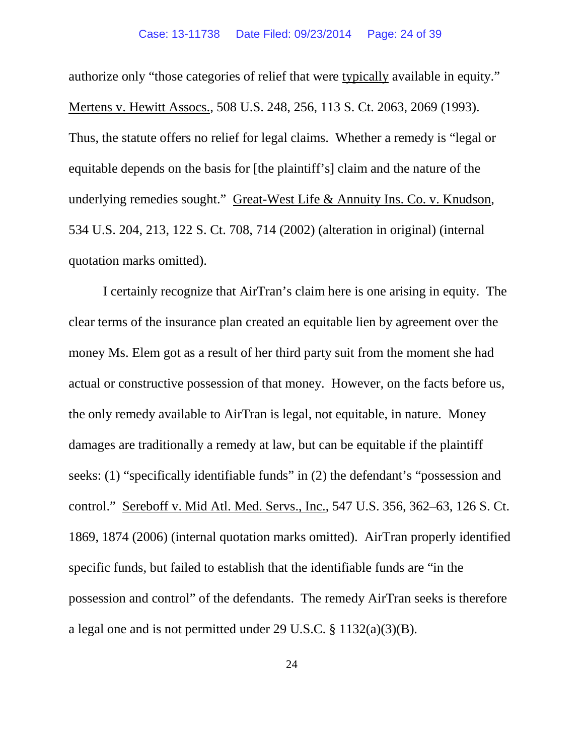authorize only "those categories of relief that were typically available in equity." Mertens v. Hewitt Assocs., 508 U.S. 248, 256, 113 S. Ct. 2063, 2069 (1993). Thus, the statute offers no relief for legal claims. Whether a remedy is "legal or equitable depends on the basis for [the plaintiff's] claim and the nature of the underlying remedies sought." Great-West Life & Annuity Ins. Co. v. Knudson, 534 U.S. 204, 213, 122 S. Ct. 708, 714 (2002) (alteration in original) (internal quotation marks omitted).

I certainly recognize that AirTran's claim here is one arising in equity. The clear terms of the insurance plan created an equitable lien by agreement over the money Ms. Elem got as a result of her third party suit from the moment she had actual or constructive possession of that money. However, on the facts before us, the only remedy available to AirTran is legal, not equitable, in nature. Money damages are traditionally a remedy at law, but can be equitable if the plaintiff seeks: (1) "specifically identifiable funds" in (2) the defendant's "possession and control." Sereboff v. Mid Atl. Med. Servs., Inc., 547 U.S. 356, 362–63, 126 S. Ct. 1869, 1874 (2006) (internal quotation marks omitted). AirTran properly identified specific funds, but failed to establish that the identifiable funds are "in the possession and control" of the defendants. The remedy AirTran seeks is therefore a legal one and is not permitted under 29 U.S.C. § 1132(a)(3)(B).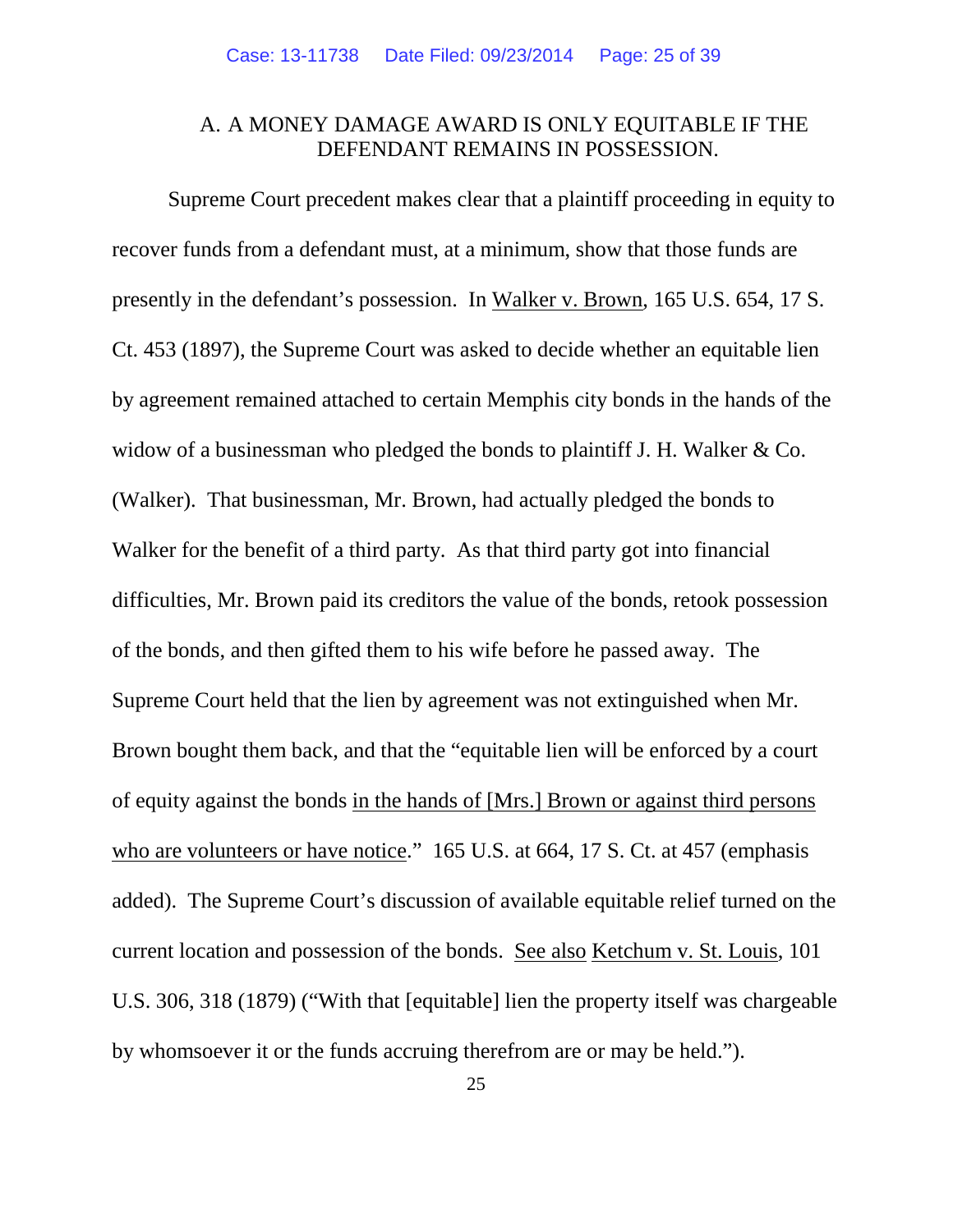### A. A MONEY DAMAGE AWARD IS ONLY EQUITABLE IF THE DEFENDANT REMAINS IN POSSESSION.

Supreme Court precedent makes clear that a plaintiff proceeding in equity to recover funds from a defendant must, at a minimum, show that those funds are presently in the defendant's possession. In Walker v. Brown, 165 U.S. 654, 17 S. Ct. 453 (1897), the Supreme Court was asked to decide whether an equitable lien by agreement remained attached to certain Memphis city bonds in the hands of the widow of a businessman who pledged the bonds to plaintiff J. H. Walker & Co. (Walker). That businessman, Mr. Brown, had actually pledged the bonds to Walker for the benefit of a third party. As that third party got into financial difficulties, Mr. Brown paid its creditors the value of the bonds, retook possession of the bonds, and then gifted them to his wife before he passed away. The Supreme Court held that the lien by agreement was not extinguished when Mr. Brown bought them back, and that the "equitable lien will be enforced by a court of equity against the bonds in the hands of [Mrs.] Brown or against third persons who are volunteers or have notice." 165 U.S. at 664, 17 S. Ct. at 457 (emphasis added). The Supreme Court's discussion of available equitable relief turned on the current location and possession of the bonds. See also Ketchum v. St. Louis, 101 U.S. 306, 318 (1879) ("With that [equitable] lien the property itself was chargeable by whomsoever it or the funds accruing therefrom are or may be held.").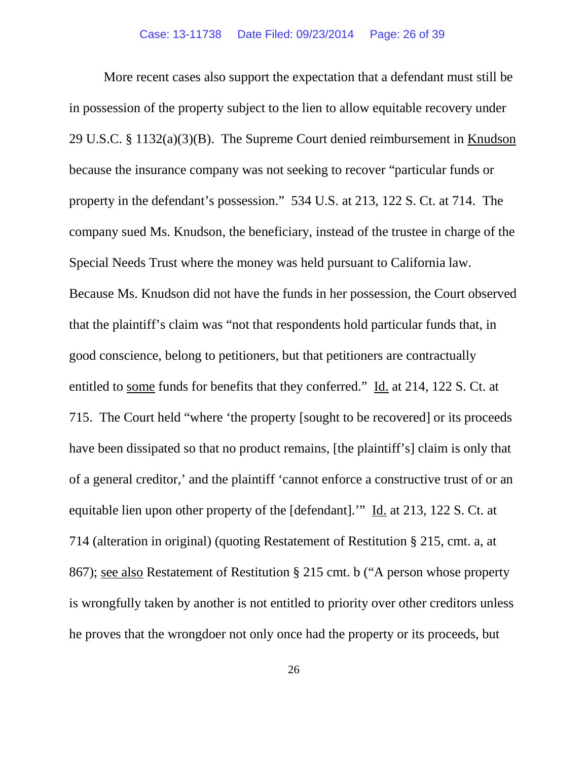More recent cases also support the expectation that a defendant must still be in possession of the property subject to the lien to allow equitable recovery under 29 U.S.C. § 1132(a)(3)(B). The Supreme Court denied reimbursement in Knudson because the insurance company was not seeking to recover "particular funds or property in the defendant's possession." 534 U.S. at 213, 122 S. Ct. at 714. The company sued Ms. Knudson, the beneficiary, instead of the trustee in charge of the Special Needs Trust where the money was held pursuant to California law. Because Ms. Knudson did not have the funds in her possession, the Court observed that the plaintiff's claim was "not that respondents hold particular funds that, in good conscience, belong to petitioners, but that petitioners are contractually entitled to some funds for benefits that they conferred." Id. at 214, 122 S. Ct. at 715. The Court held "where 'the property [sought to be recovered] or its proceeds have been dissipated so that no product remains, [the plaintiff's] claim is only that of a general creditor,' and the plaintiff 'cannot enforce a constructive trust of or an equitable lien upon other property of the [defendant].'" Id. at 213, 122 S. Ct. at 714 (alteration in original) (quoting Restatement of Restitution § 215, cmt. a, at 867); see also Restatement of Restitution § 215 cmt. b ("A person whose property is wrongfully taken by another is not entitled to priority over other creditors unless he proves that the wrongdoer not only once had the property or its proceeds, but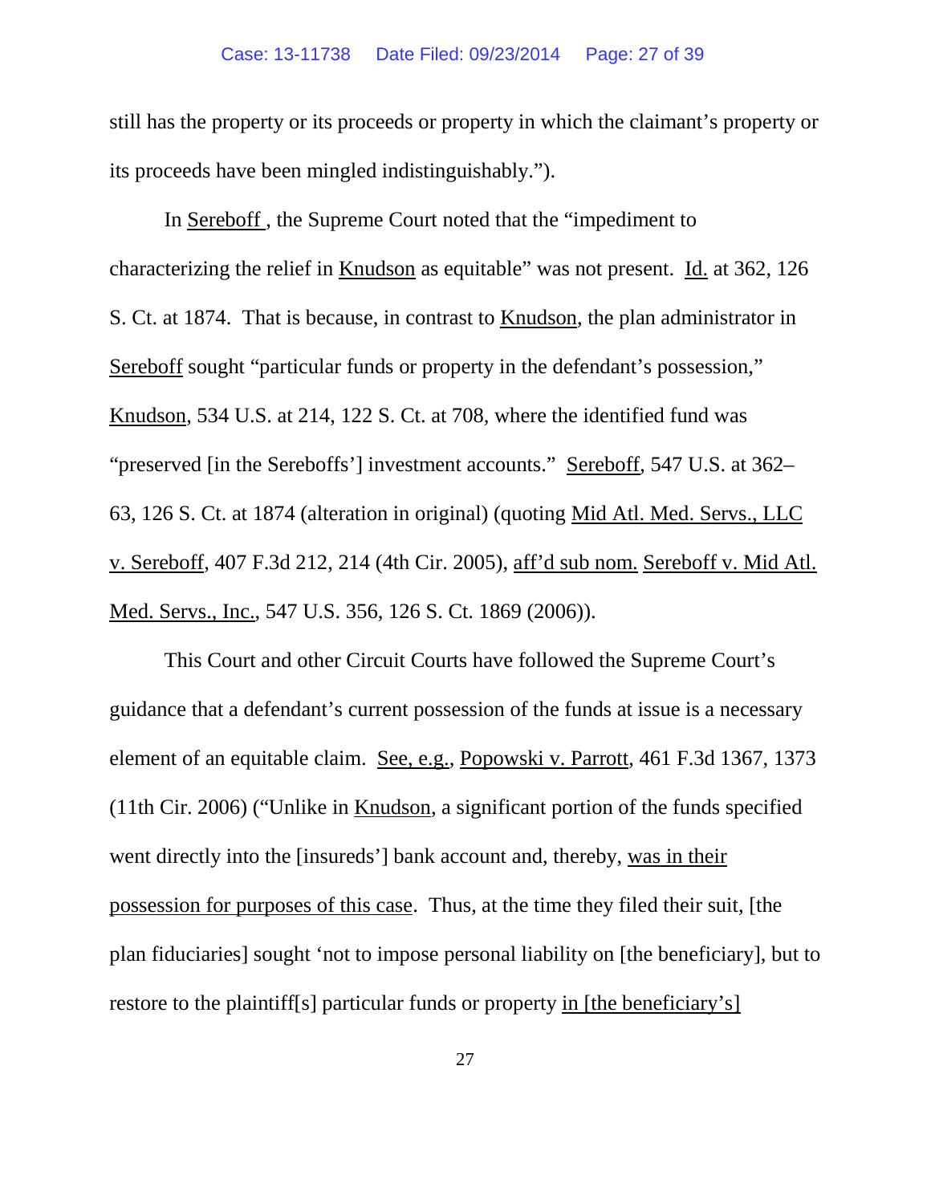still has the property or its proceeds or property in which the claimant's property or its proceeds have been mingled indistinguishably.").

In Sereboff , the Supreme Court noted that the "impediment to characterizing the relief in Knudson as equitable" was not present. Id. at 362, 126 S. Ct. at 1874. That is because, in contrast to Knudson, the plan administrator in Sereboff sought "particular funds or property in the defendant's possession," Knudson, 534 U.S. at 214, 122 S. Ct. at 708, where the identified fund was "preserved [in the Sereboffs'] investment accounts." Sereboff, 547 U.S. at 362–63, 126 S. Ct. at 1874 (alteration in original) (quoting Mid Atl. Med. Servs., LLC v. Sereboff, 407 F.3d 212, 214 (4th Cir. 2005), aff'd sub nom. Sereboff v. Mid Atl. Med. Servs., Inc., 547 U.S. 356, 126 S. Ct. 1869 (2006)).

This Court and other Circuit Courts have followed the Supreme Court's guidance that a defendant's current possession of the funds at issue is a necessary element of an equitable claim. See, e.g., Popowski v. Parrott, 461 F.3d 1367, 1373 (11th Cir. 2006) ("Unlike in Knudson, a significant portion of the funds specified went directly into the [insureds'] bank account and, thereby, was in their possession for purposes of this case. Thus, at the time they filed their suit, [the plan fiduciaries] sought 'not to impose personal liability on [the beneficiary], but to restore to the plaintiff[s] particular funds or property in [the beneficiary's]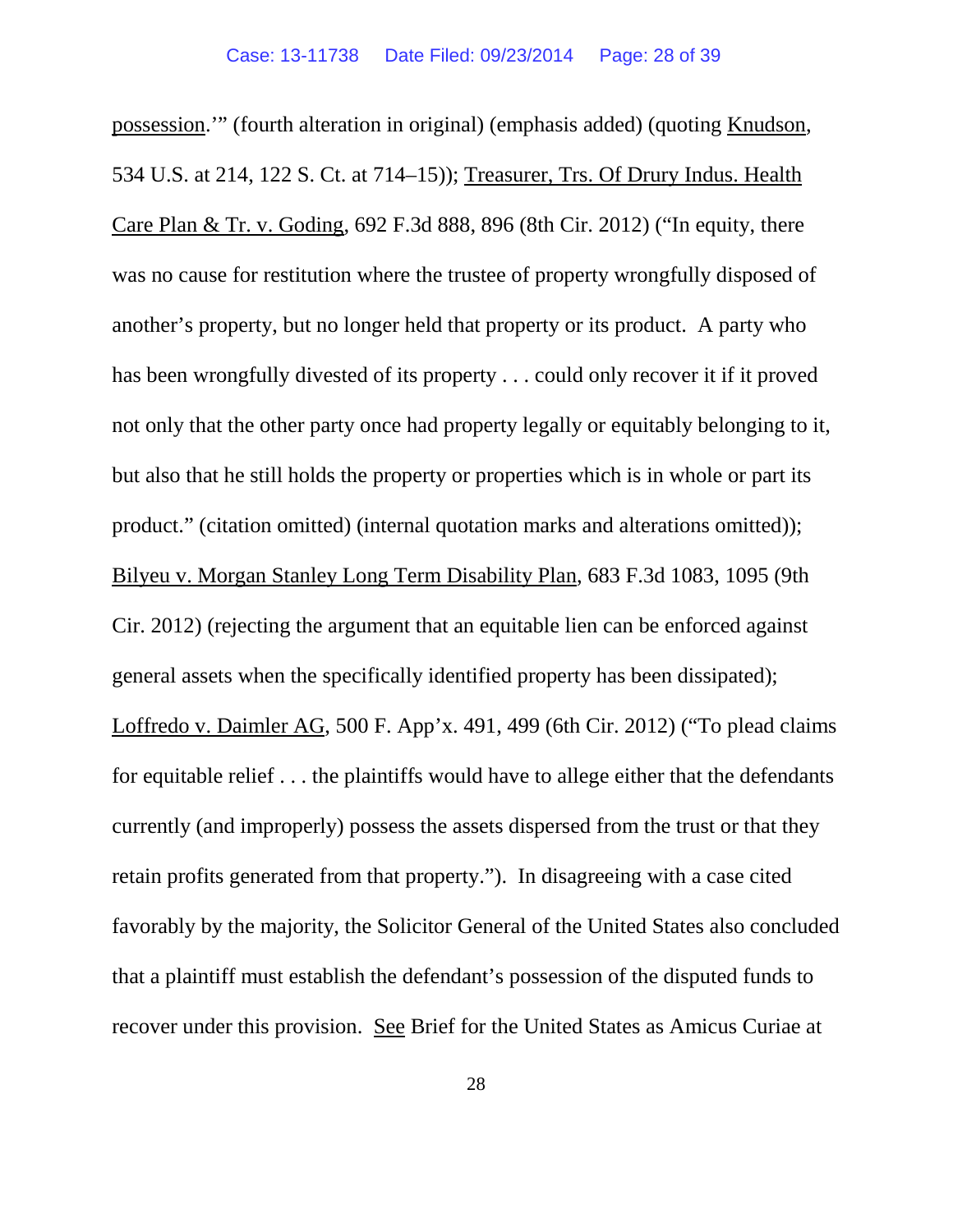possession.'" (fourth alteration in original) (emphasis added) (quoting Knudson, 534 U.S. at 214, 122 S. Ct. at 714–15)); Treasurer, Trs. Of Drury Indus. Health Care Plan & Tr. v. Goding, 692 F.3d 888, 896 (8th Cir. 2012) ("In equity, there was no cause for restitution where the trustee of property wrongfully disposed of another's property, but no longer held that property or its product. A party who has been wrongfully divested of its property . . . could only recover it if it proved not only that the other party once had property legally or equitably belonging to it, but also that he still holds the property or properties which is in whole or part its product." (citation omitted) (internal quotation marks and alterations omitted)); Bilyeu v. Morgan Stanley Long Term Disability Plan, 683 F.3d 1083, 1095 (9th Cir. 2012) (rejecting the argument that an equitable lien can be enforced against general assets when the specifically identified property has been dissipated); Loffredo v. Daimler AG, 500 F. App'x. 491, 499 (6th Cir. 2012) ("To plead claims for equitable relief . . . the plaintiffs would have to allege either that the defendants currently (and improperly) possess the assets dispersed from the trust or that they retain profits generated from that property."). In disagreeing with a case cited favorably by the majority, the Solicitor General of the United States also concluded that a plaintiff must establish the defendant's possession of the disputed funds to recover under this provision. See Brief for the United States as Amicus Curiae at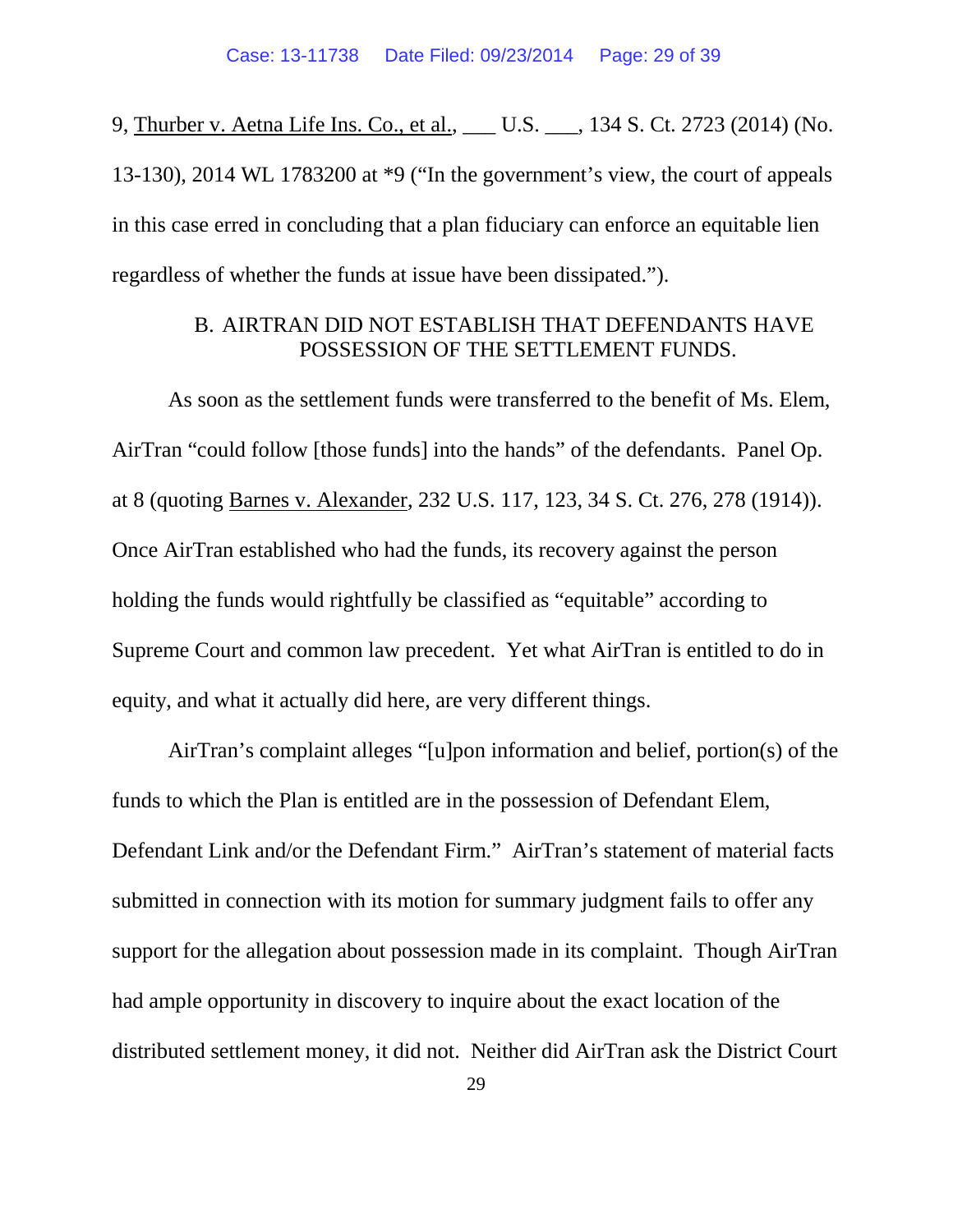9, Thurber v. Aetna Life Ins. Co., et al., ___ U.S. ___, 134 S. Ct. 2723 (2014) (No. 13-130), 2014 WL 1783200 at *9 ("In the government's view, the court of appeals in this case erred in concluding that a plan fiduciary can enforce an equitable lien regardless of whether the funds at issue have been dissipated.").

### B. AIRTRAN DID NOT ESTABLISH THAT DEFENDANTS HAVE POSSESSION OF THE SETTLEMENT FUNDS.

As soon as the settlement funds were transferred to the benefit of Ms. Elem, AirTran "could follow [those funds] into the hands" of the defendants. Panel Op. at 8 (quoting Barnes v. Alexander, 232 U.S. 117, 123, 34 S. Ct. 276, 278 (1914)). Once AirTran established who had the funds, its recovery against the person holding the funds would rightfully be classified as "equitable" according to Supreme Court and common law precedent. Yet what AirTran is entitled to do in equity, and what it actually did here, are very different things.

AirTran's complaint alleges "[u]pon information and belief, portion(s) of the funds to which the Plan is entitled are in the possession of Defendant Elem, Defendant Link and/or the Defendant Firm." AirTran's statement of material facts submitted in connection with its motion for summary judgment fails to offer any support for the allegation about possession made in its complaint. Though AirTran had ample opportunity in discovery to inquire about the exact location of the distributed settlement money, it did not. Neither did AirTran ask the District Court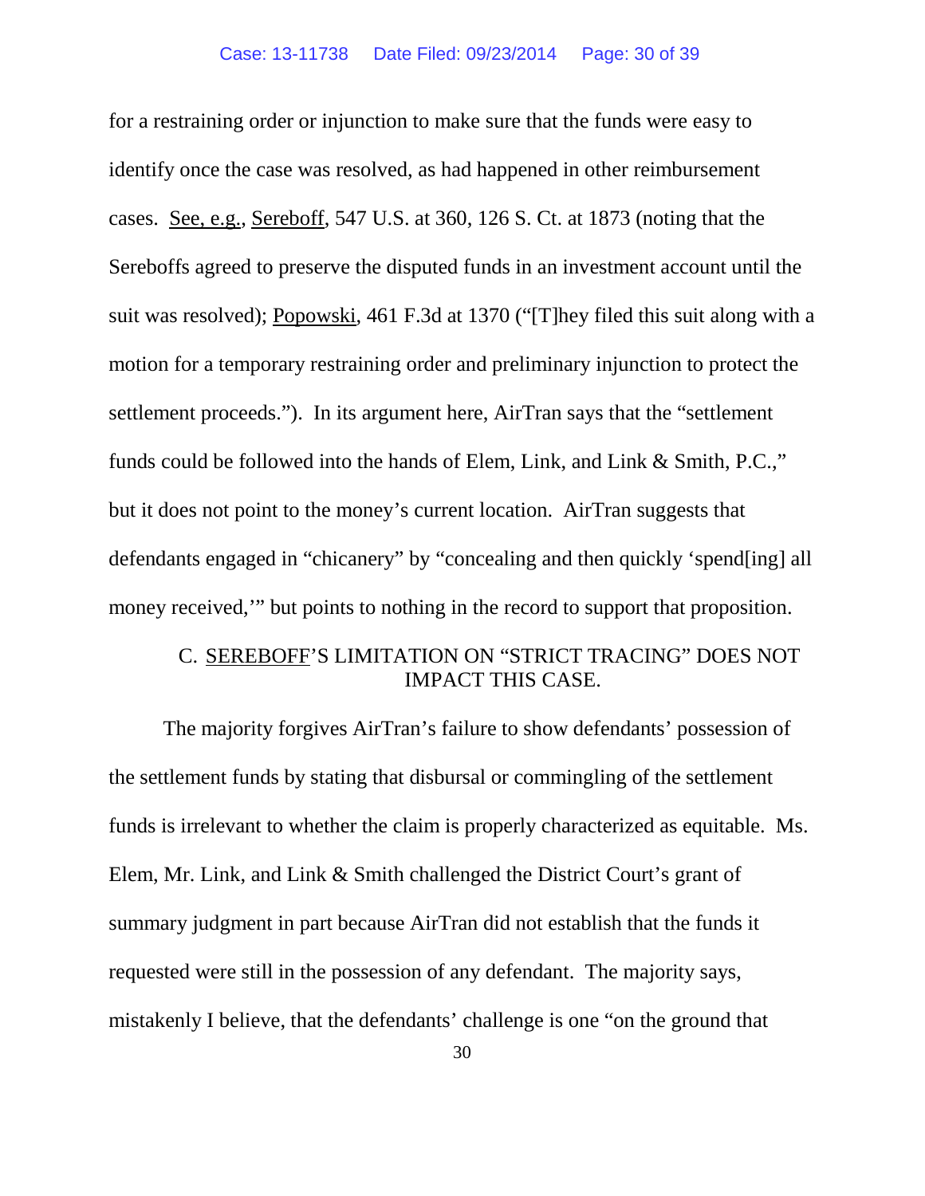for a restraining order or injunction to make sure that the funds were easy to identify once the case was resolved, as had happened in other reimbursement cases. See, e.g., Sereboff, 547 U.S. at 360, 126 S. Ct. at 1873 (noting that the Sereboffs agreed to preserve the disputed funds in an investment account until the suit was resolved); Popowski, 461 F.3d at 1370 ("[T]hey filed this suit along with a motion for a temporary restraining order and preliminary injunction to protect the settlement proceeds."). In its argument here, AirTran says that the "settlement funds could be followed into the hands of Elem, Link, and Link & Smith, P.C.," but it does not point to the money's current location. AirTran suggests that defendants engaged in "chicanery" by "concealing and then quickly 'spend[ing] all money received,'" but points to nothing in the record to support that proposition.

### C. SEREBOFF'S LIMITATION ON "STRICT TRACING" DOES NOT IMPACT THIS CASE.

The majority forgives AirTran's failure to show defendants' possession of the settlement funds by stating that disbursal or commingling of the settlement funds is irrelevant to whether the claim is properly characterized as equitable. Ms. Elem, Mr. Link, and Link & Smith challenged the District Court's grant of summary judgment in part because AirTran did not establish that the funds it requested were still in the possession of any defendant. The majority says, mistakenly I believe, that the defendants' challenge is one "on the ground that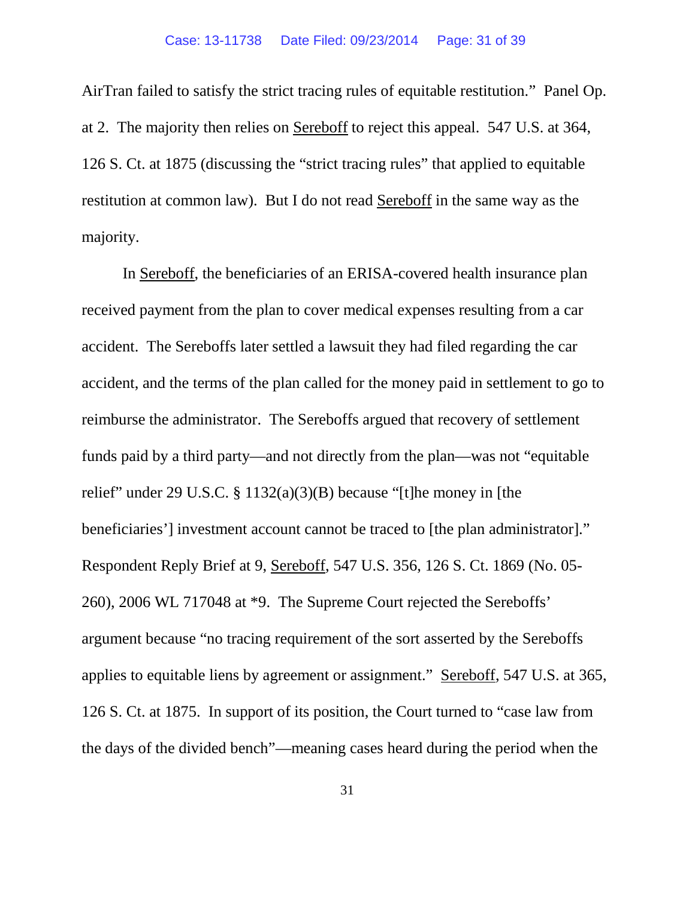AirTran failed to satisfy the strict tracing rules of equitable restitution." Panel Op. at 2. The majority then relies on Sereboff to reject this appeal. 547 U.S. at 364, 126 S. Ct. at 1875 (discussing the "strict tracing rules" that applied to equitable restitution at common law). But I do not read Sereboff in the same way as the majority.

In Sereboff, the beneficiaries of an ERISA-covered health insurance plan received payment from the plan to cover medical expenses resulting from a car accident. The Sereboffs later settled a lawsuit they had filed regarding the car accident, and the terms of the plan called for the money paid in settlement to go to reimburse the administrator. The Sereboffs argued that recovery of settlement funds paid by a third party—and not directly from the plan—was not "equitable relief" under 29 U.S.C. § 1132(a)(3)(B) because "[t]he money in [the beneficiaries'] investment account cannot be traced to [the plan administrator]." Respondent Reply Brief at 9, Sereboff, 547 U.S. 356, 126 S. Ct. 1869 (No. 05-260), 2006 WL 717048 at *9. The Supreme Court rejected the Sereboffs' argument because "no tracing requirement of the sort asserted by the Sereboffs applies to equitable liens by agreement or assignment." Sereboff, 547 U.S. at 365, 126 S. Ct. at 1875. In support of its position, the Court turned to "case law from the days of the divided bench"—meaning cases heard during the period when the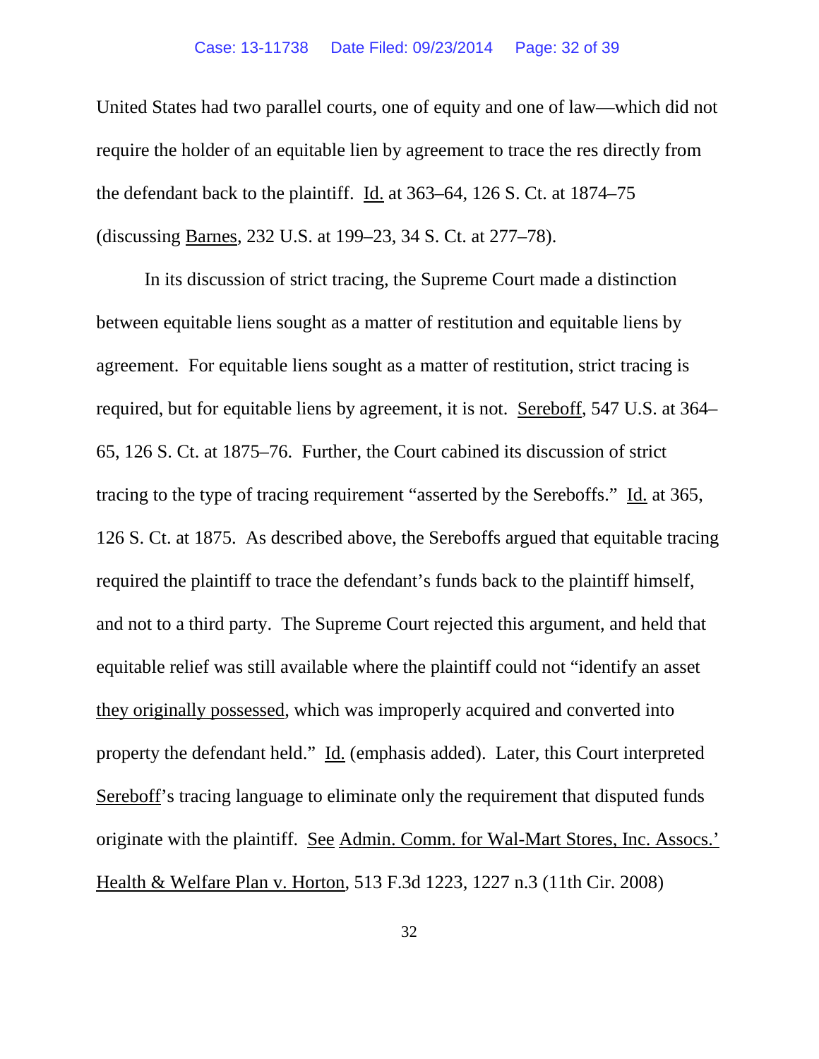United States had two parallel courts, one of equity and one of law—which did not require the holder of an equitable lien by agreement to trace the res directly from the defendant back to the plaintiff. Id. at 363–64, 126 S. Ct. at 1874–75 (discussing Barnes, 232 U.S. at 199–23, 34 S. Ct. at 277–78).

In its discussion of strict tracing, the Supreme Court made a distinction between equitable liens sought as a matter of restitution and equitable liens by agreement. For equitable liens sought as a matter of restitution, strict tracing is required, but for equitable liens by agreement, it is not. Sereboff, 547 U.S. at 364–65, 126 S. Ct. at 1875–76. Further, the Court cabined its discussion of strict tracing to the type of tracing requirement "asserted by the Sereboffs." Id. at 365, 126 S. Ct. at 1875. As described above, the Sereboffs argued that equitable tracing required the plaintiff to trace the defendant's funds back to the plaintiff himself, and not to a third party. The Supreme Court rejected this argument, and held that equitable relief was still available where the plaintiff could not "identify an asset they originally possessed, which was improperly acquired and converted into property the defendant held." Id. (emphasis added). Later, this Court interpreted Sereboff's tracing language to eliminate only the requirement that disputed funds originate with the plaintiff. See Admin. Comm. for Wal-Mart Stores, Inc. Assocs.' Health & Welfare Plan v. Horton, 513 F.3d 1223, 1227 n.3 (11th Cir. 2008)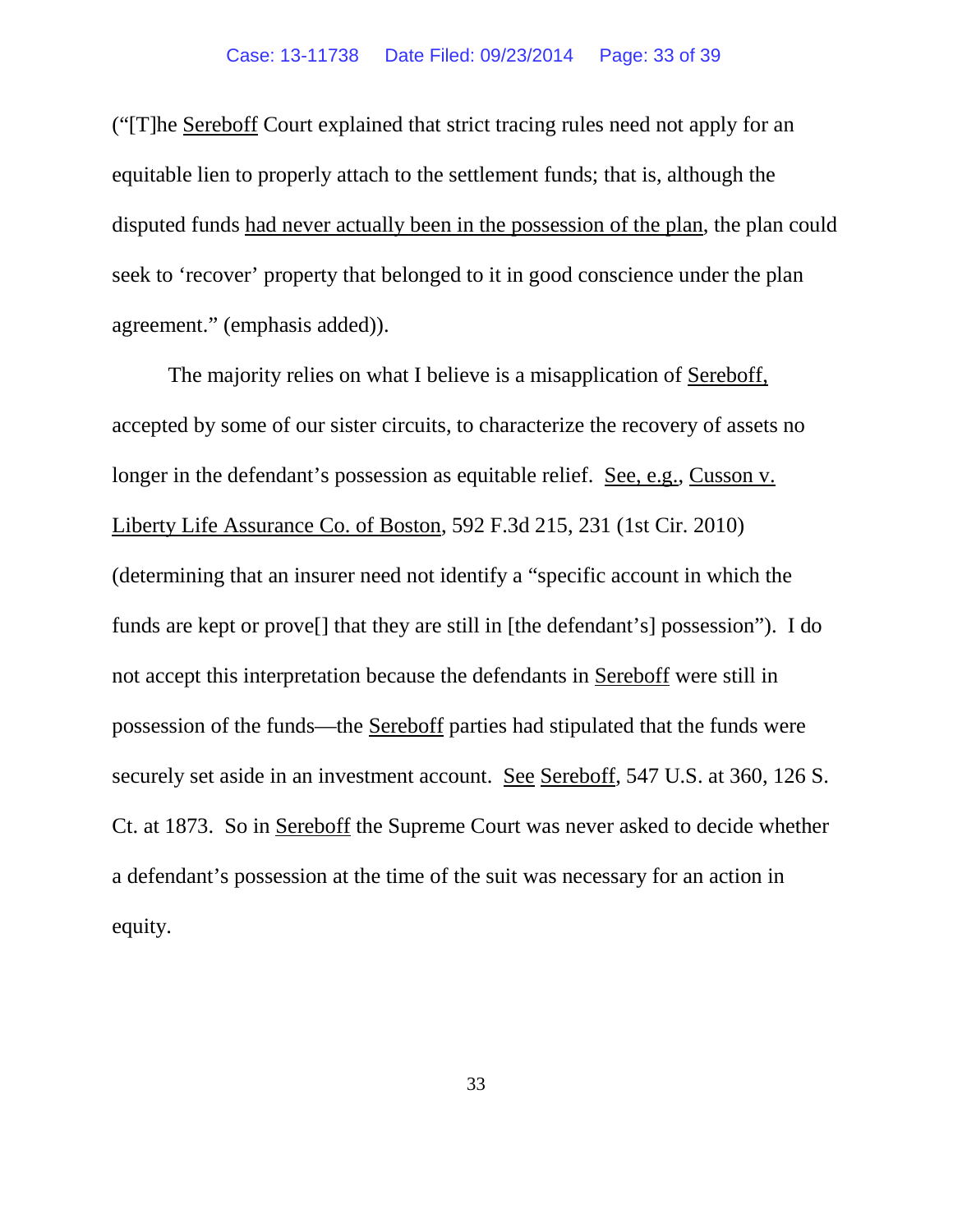("[T]he Sereboff Court explained that strict tracing rules need not apply for an equitable lien to properly attach to the settlement funds; that is, although the disputed funds had never actually been in the possession of the plan, the plan could seek to 'recover' property that belonged to it in good conscience under the plan agreement." (emphasis added)).

The majority relies on what I believe is a misapplication of Sereboff, accepted by some of our sister circuits, to characterize the recovery of assets no longer in the defendant's possession as equitable relief. See, e.g., Cusson v. Liberty Life Assurance Co. of Boston, 592 F.3d 215, 231 (1st Cir. 2010) (determining that an insurer need not identify a "specific account in which the funds are kept or prove[] that they are still in [the defendant's] possession"). I do not accept this interpretation because the defendants in Sereboff were still in possession of the funds—the Sereboff parties had stipulated that the funds were securely set aside in an investment account. See Sereboff, 547 U.S. at 360, 126 S. Ct. at 1873. So in Sereboff the Supreme Court was never asked to decide whether a defendant's possession at the time of the suit was necessary for an action in equity.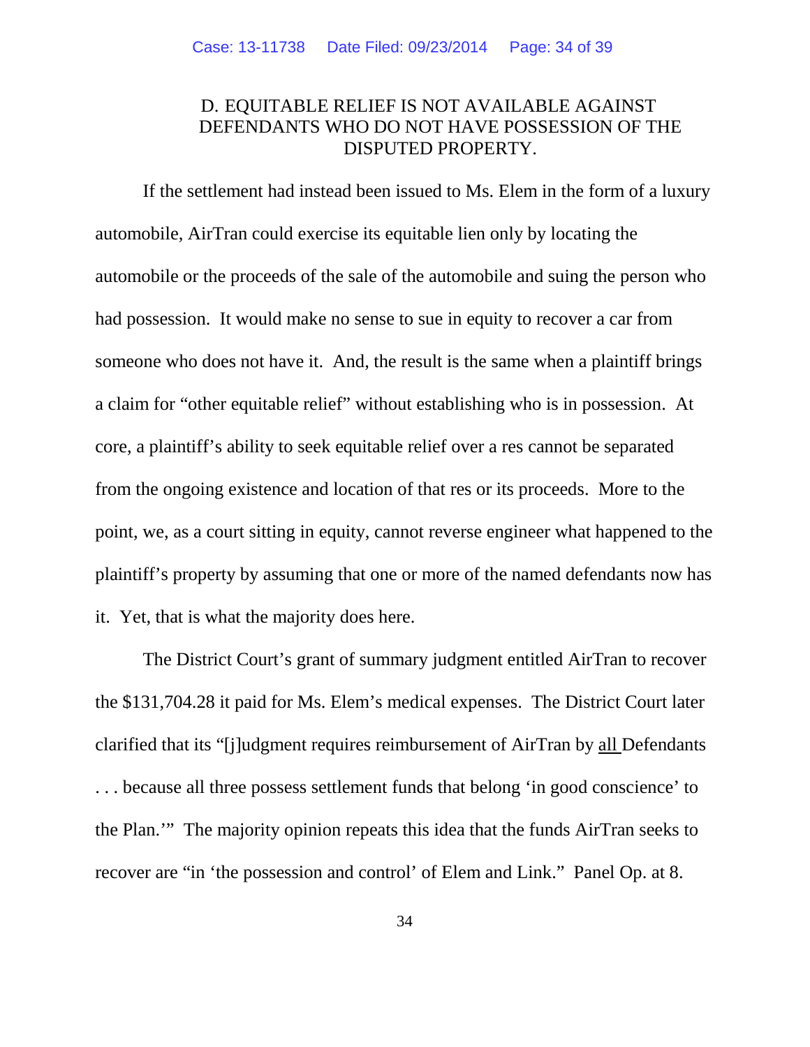## D. EQUITABLE RELIEF IS NOT AVAILABLE AGAINST DEFENDANTS WHO DO NOT HAVE POSSESSION OF THE DISPUTED PROPERTY.

If the settlement had instead been issued to Ms. Elem in the form of a luxury automobile, AirTran could exercise its equitable lien only by locating the automobile or the proceeds of the sale of the automobile and suing the person who had possession. It would make no sense to sue in equity to recover a car from someone who does not have it. And, the result is the same when a plaintiff brings a claim for "other equitable relief" without establishing who is in possession. At core, a plaintiff's ability to seek equitable relief over a res cannot be separated from the ongoing existence and location of that res or its proceeds. More to the point, we, as a court sitting in equity, cannot reverse engineer what happened to the plaintiff's property by assuming that one or more of the named defendants now has it. Yet, that is what the majority does here.

The District Court's grant of summary judgment entitled AirTran to recover the $131,704.28 it paid for Ms. Elem's medical expenses. The District Court later clarified that its "[j]udgment requires reimbursement of AirTran by <u>all</u> Defendants . . . because all three possess settlement funds that belong 'in good conscience' to the Plan.'" The majority opinion repeats this idea that the funds AirTran seeks to recover are "in 'the possession and control' of Elem and Link." Panel Op. at 8.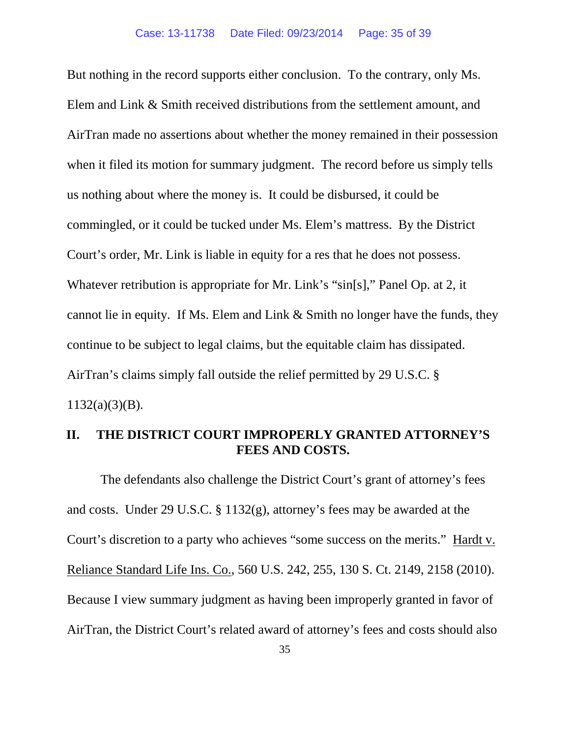But nothing in the record supports either conclusion. To the contrary, only Ms. Elem and Link & Smith received distributions from the settlement amount, and AirTran made no assertions about whether the money remained in their possession when it filed its motion for summary judgment. The record before us simply tells us nothing about where the money is. It could be disbursed, it could be commingled, or it could be tucked under Ms. Elem's mattress. By the District Court's order, Mr. Link is liable in equity for a res that he does not possess. Whatever retribution is appropriate for Mr. Link's "sin[s]," Panel Op. at 2, it cannot lie in equity. If Ms. Elem and Link & Smith no longer have the funds, they continue to be subject to legal claims, but the equitable claim has dissipated. AirTran's claims simply fall outside the relief permitted by 29 U.S.C. § 1132(a)(3)(B).

## II. THE DISTRICT COURT IMPROPERLY GRANTED ATTORNEY'S FEES AND COSTS.

The defendants also challenge the District Court's grant of attorney's fees and costs. Under 29 U.S.C. § 1132(g), attorney's fees may be awarded at the Court's discretion to a party who achieves "some success on the merits." Hardt v. Reliance Standard Life Ins. Co., 560 U.S. 242, 255, 130 S. Ct. 2149, 2158 (2010). Because I view summary judgment as having been improperly granted in favor of AirTran, the District Court's related award of attorney's fees and costs should also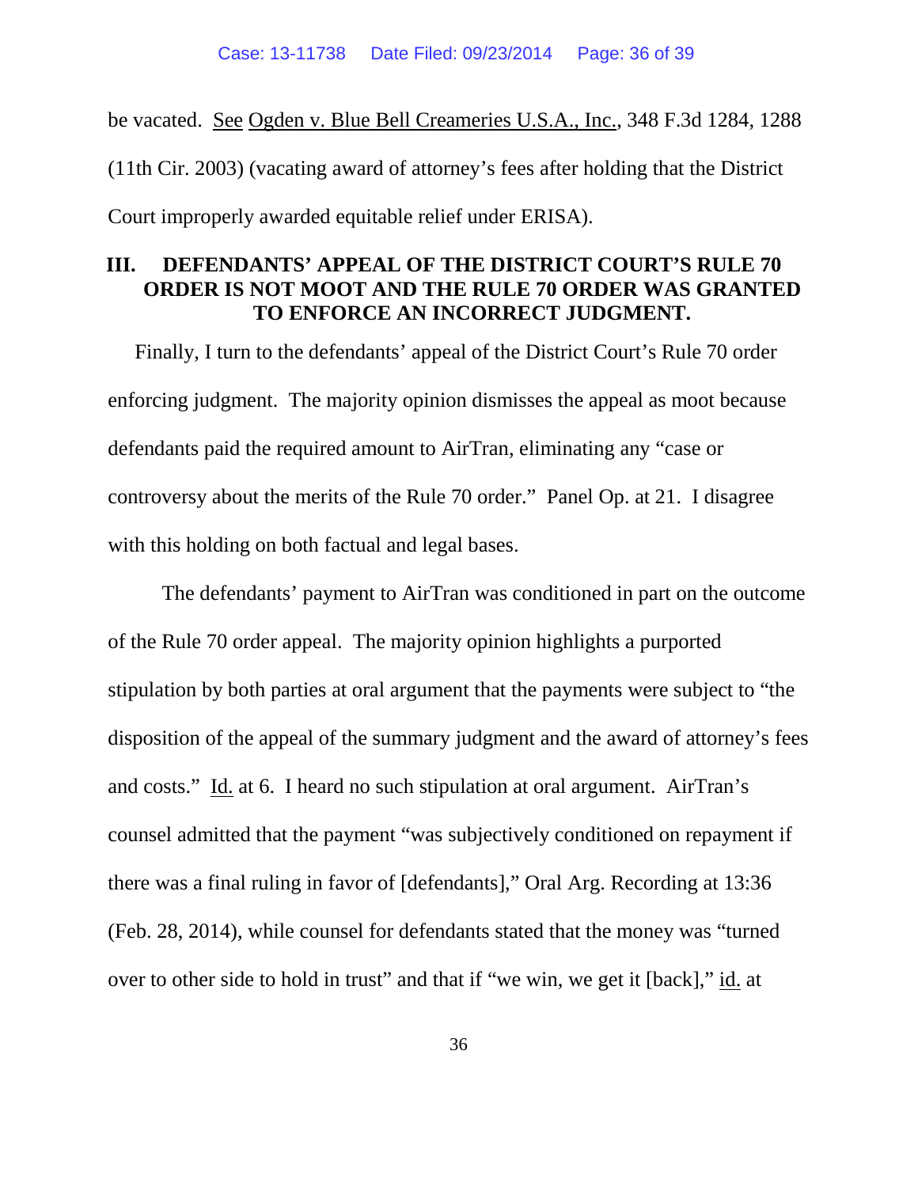be vacated. See Ogden v. Blue Bell Creameries U.S.A., Inc., 348 F.3d 1284, 1288 (11th Cir. 2003) (vacating award of attorney's fees after holding that the District Court improperly awarded equitable relief under ERISA).

## III. DEFENDANTS' APPEAL OF THE DISTRICT COURT'S RULE 70 ORDER IS NOT MOOT AND THE RULE 70 ORDER WAS GRANTED TO ENFORCE AN INCORRECT JUDGMENT.

Finally, I turn to the defendants' appeal of the District Court's Rule 70 order enforcing judgment. The majority opinion dismisses the appeal as moot because defendants paid the required amount to AirTran, eliminating any "case or controversy about the merits of the Rule 70 order." Panel Op. at 21. I disagree with this holding on both factual and legal bases.

The defendants' payment to AirTran was conditioned in part on the outcome of the Rule 70 order appeal. The majority opinion highlights a purported stipulation by both parties at oral argument that the payments were subject to "the disposition of the appeal of the summary judgment and the award of attorney's fees and costs." Id. at 6. I heard no such stipulation at oral argument. AirTran's counsel admitted that the payment "was subjectively conditioned on repayment if there was a final ruling in favor of [defendants]," Oral Arg. Recording at 13:36 (Feb. 28, 2014), while counsel for defendants stated that the money was "turned over to other side to hold in trust" and that if "we win, we get it [back]," id. at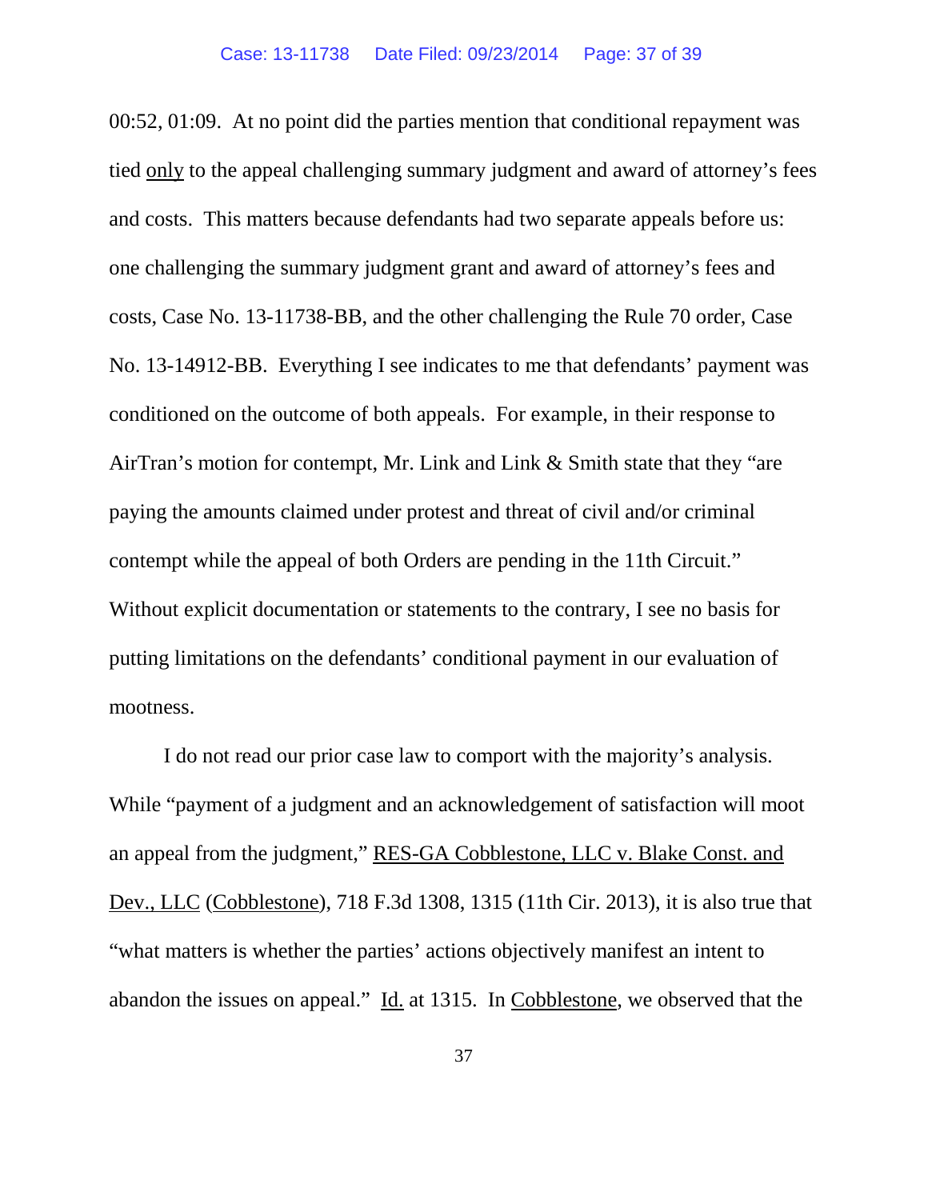00:52, 01:09. At no point did the parties mention that conditional repayment was tied <u>only</u> to the appeal challenging summary judgment and award of attorney's fees and costs. This matters because defendants had two separate appeals before us: one challenging the summary judgment grant and award of attorney's fees and costs, Case No. 13-11738-BB, and the other challenging the Rule 70 order, Case No. 13-14912-BB. Everything I see indicates to me that defendants' payment was conditioned on the outcome of both appeals. For example, in their response to AirTran's motion for contempt, Mr. Link and Link & Smith state that they "are paying the amounts claimed under protest and threat of civil and/or criminal contempt while the appeal of both Orders are pending in the 11th Circuit." Without explicit documentation or statements to the contrary, I see no basis for putting limitations on the defendants' conditional payment in our evaluation of mootness.

I do not read our prior case law to comport with the majority's analysis. While "payment of a judgment and an acknowledgement of satisfaction will moot an appeal from the judgment," <u>RES-GA Cobblestone, LLC v. Blake Const. and Dev., LLC</u> (<u>Cobblestone</u>), 718 F.3d 1308, 1315 (11th Cir. 2013), it is also true that "what matters is whether the parties' actions objectively manifest an intent to abandon the issues on appeal." <u>Id.</u> at 1315. In <u>Cobblestone</u>, we observed that the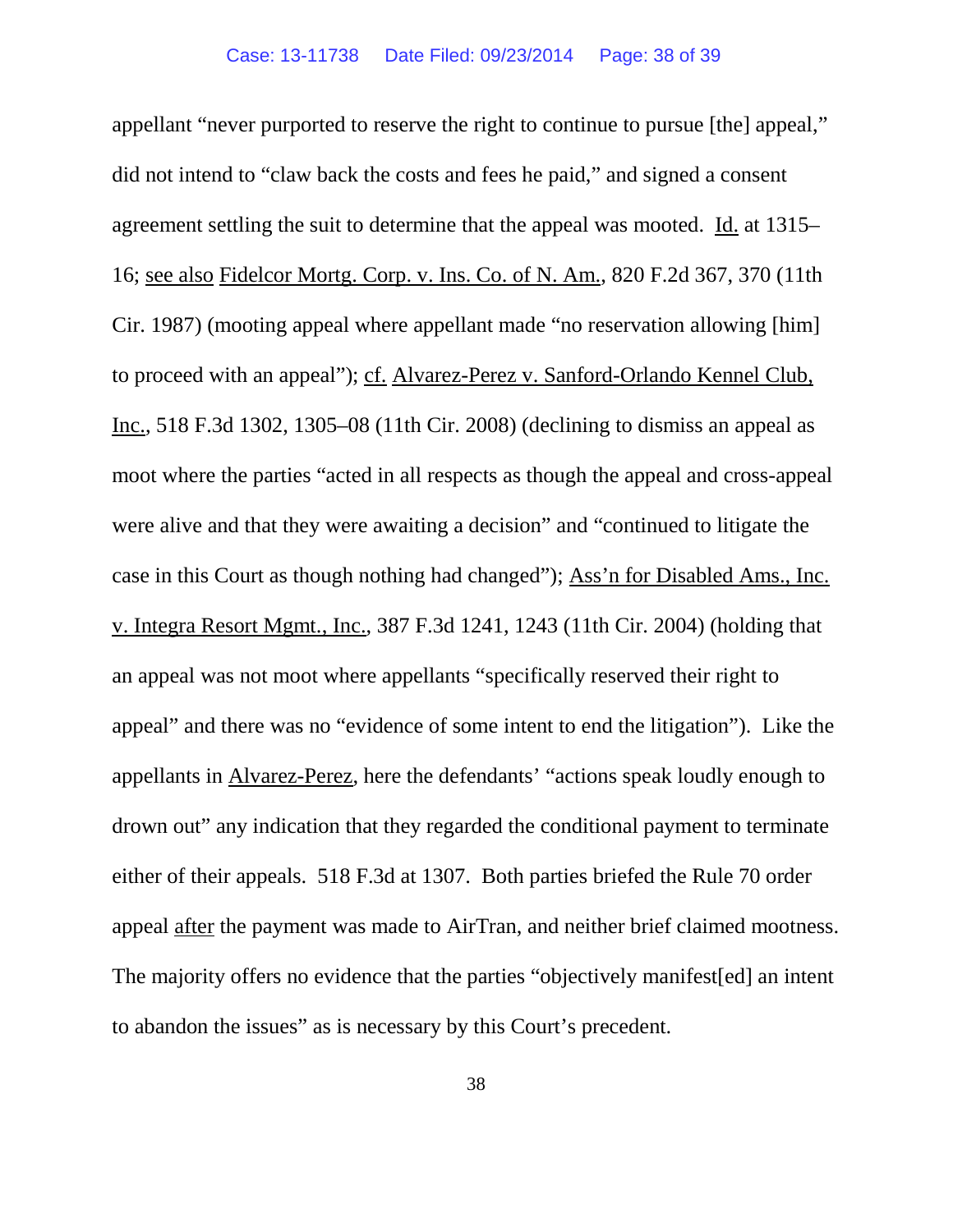appellant "never purported to reserve the right to continue to pursue [the] appeal," did not intend to "claw back the costs and fees he paid," and signed a consent agreement settling the suit to determine that the appeal was mooted. Id. at 1315–16; see also Fidelcor Mortg. Corp. v. Ins. Co. of N. Am., 820 F.2d 367, 370 (11th Cir. 1987) (mooting appeal where appellant made "no reservation allowing [him] to proceed with an appeal"); cf. Alvarez-Perez v. Sanford-Orlando Kennel Club, Inc., 518 F.3d 1302, 1305–08 (11th Cir. 2008) (declining to dismiss an appeal as moot where the parties "acted in all respects as though the appeal and cross-appeal were alive and that they were awaiting a decision" and "continued to litigate the case in this Court as though nothing had changed"); Ass'n for Disabled Ams., Inc. v. Integra Resort Mgmt., Inc., 387 F.3d 1241, 1243 (11th Cir. 2004) (holding that an appeal was not moot where appellants "specifically reserved their right to appeal" and there was no "evidence of some intent to end the litigation"). Like the appellants in Alvarez-Perez, here the defendants' "actions speak loudly enough to drown out" any indication that they regarded the conditional payment to terminate either of their appeals. 518 F.3d at 1307. Both parties briefed the Rule 70 order appeal after the payment was made to AirTran, and neither brief claimed mootness. The majority offers no evidence that the parties "objectively manifest[ed] an intent to abandon the issues" as is necessary by this Court's precedent.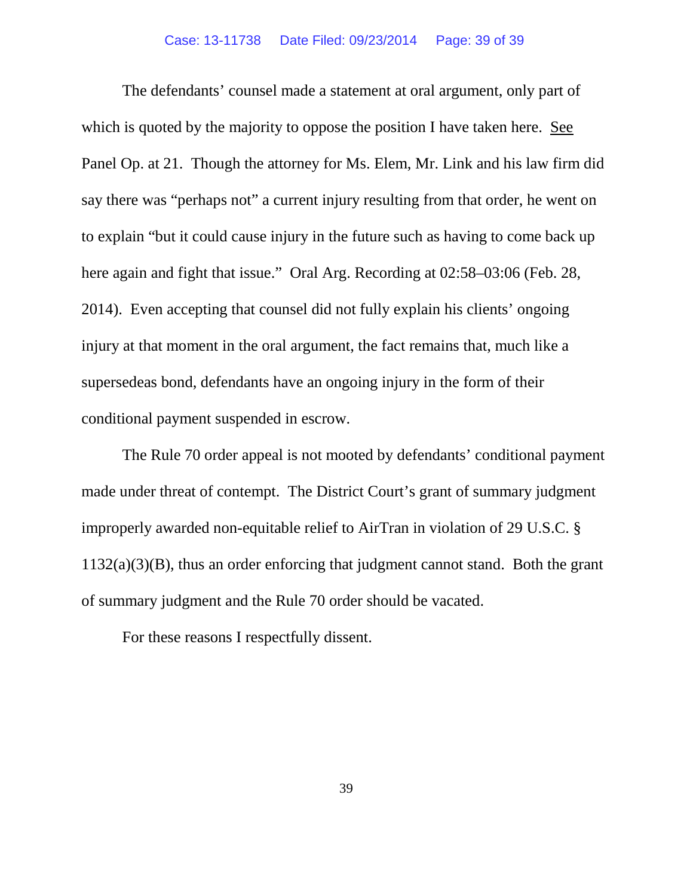The defendants' counsel made a statement at oral argument, only part of which is quoted by the majority to oppose the position I have taken here. See Panel Op. at 21. Though the attorney for Ms. Elem, Mr. Link and his law firm did say there was "perhaps not" a current injury resulting from that order, he went on to explain "but it could cause injury in the future such as having to come back up here again and fight that issue." Oral Arg. Recording at 02:58–03:06 (Feb. 28, 2014). Even accepting that counsel did not fully explain his clients' ongoing injury at that moment in the oral argument, the fact remains that, much like a supersedeas bond, defendants have an ongoing injury in the form of their conditional payment suspended in escrow.

The Rule 70 order appeal is not mooted by defendants' conditional payment made under threat of contempt. The District Court's grant of summary judgment improperly awarded non-equitable relief to AirTran in violation of 29 U.S.C. § 1132(a)(3)(B), thus an order enforcing that judgment cannot stand. Both the grant of summary judgment and the Rule 70 order should be vacated.

For these reasons I respectfully dissent.